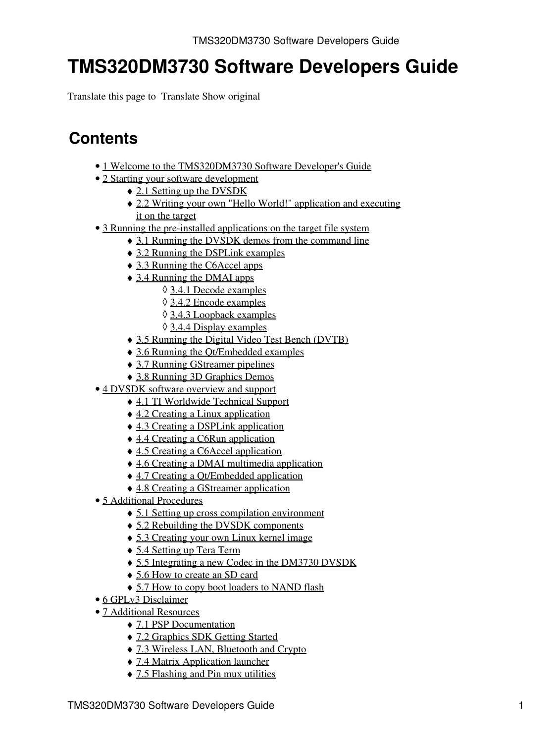# TMS320DM3730 Software Developers Guide

Translate this page to Translate Show original

## Contents

- 1 Welcome to the TMS320DM3730 Software Developer's Guide
- 2 Starting your software development
  - 2.1 Setting up the DVSDK
  - 2.2 Writing your own "Hello World!" application and executing it on the target
- 3 Running the pre-installed applications on the target file system
  - 3.1 Running the DVSDK demos from the command line
  - 3.2 Running the DSPLink examples
  - 3.3 Running the C6Accel apps
  - 3.4 Running the DMAI apps
    - 3.4.1 Decode examples
    - 3.4.2 Encode examples
    - 3.4.3 Loopback examples
    - 3.4.4 Display examples
  - 3.5 Running the Digital Video Test Bench (DVTB)
  - 3.6 Running the Qt/Embedded examples
  - 3.7 Running GStreamer pipelines
  - 3.8 Running 3D Graphics Demos
- 4 DVSDK software overview and support
  - 4.1 TI Worldwide Technical Support
  - 4.2 Creating a Linux application
  - 4.3 Creating a DSPLink application
  - 4.4 Creating a C6Run application
  - 4.5 Creating a C6Accel application
  - 4.6 Creating a DMAI multimedia application
  - 4.7 Creating a Qt/Embedded application
  - 4.8 Creating a GStreamer application
- 5 Additional Procedures
  - 5.1 Setting up cross compilation environment
  - 5.2 Rebuilding the DVSDK components
  - 5.3 Creating your own Linux kernel image
  - 5.4 Setting up Tera Term
  - 5.5 Integrating a new Codec in the DM3730 DVSDK
  - 5.6 How to create an SD card
  - 5.7 How to copy boot loaders to NAND flash
- 6 GPLv3 Disclaimer
- 7 Additional Resources
  - 7.1 PSP Documentation
  - 7.2 Graphics SDK Getting Started
  - 7.3 Wireless LAN, Bluetooth and Crypto
  - 7.4 Matrix Application launcher
  - 7.5 Flashing and Pin mux utilities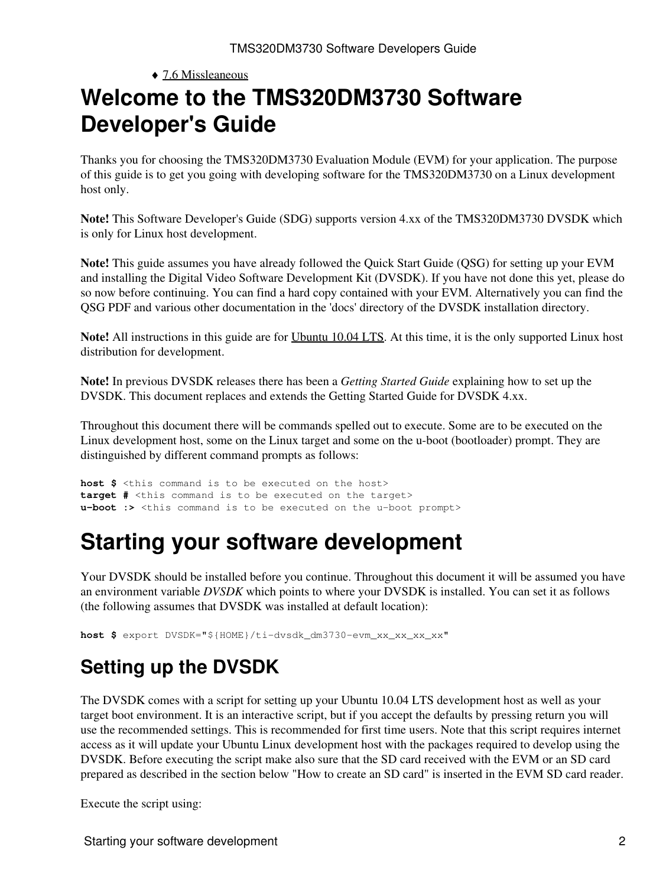- 7.6 Missleaneous

# Welcome to the TMS320DM3730 Software Developer's Guide

Thanks you for choosing the TMS320DM3730 Evaluation Module (EVM) for your application. The purpose of this guide is to get you going with developing software for the TMS320DM3730 on a Linux development host only.

**Note!** This Software Developer's Guide (SDG) supports version 4.xx of the TMS320DM3730 DVSDK which is only for Linux host development.

**Note!** This guide assumes you have already followed the Quick Start Guide (QSG) for setting up your EVM and installing the Digital Video Software Development Kit (DVSDK). If you have not done this yet, please do so now before continuing. You can find a hard copy contained with your EVM. Alternatively you can find the QSG PDF and various other documentation in the 'docs' directory of the DVSDK installation directory.

**Note!** All instructions in this guide are for Ubuntu 10.04 LTS. At this time, it is the only supported Linux host distribution for development.

**Note!** In previous DVSDK releases there has been a *Getting Started Guide* explaining how to set up the DVSDK. This document replaces and extends the Getting Started Guide for DVSDK 4.xx.

Throughout this document there will be commands spelled out to execute. Some are to be executed on the Linux development host, some on the Linux target and some on the u-boot (bootloader) prompt. They are distinguished by different command prompts as follows:

```
host $ <this command is to be executed on the host>
target # <this command is to be executed on the target>
u-boot :> <this command is to be executed on the u-boot prompt>
```

# Starting your software development

Your DVSDK should be installed before you continue. Throughout this document it will be assumed you have an environment variable *DVSDK* which points to where your DVSDK is installed. You can set it as follows (the following assumes that DVSDK was installed at default location):

```
host $ export DVSDK="${HOME}/ti-dvsdk_dm3730-evm_xx_xx_xx_xx"
```

## Setting up the DVSDK

The DVSDK comes with a script for setting up your Ubuntu 10.04 LTS development host as well as your target boot environment. It is an interactive script, but if you accept the defaults by pressing return you will use the recommended settings. This is recommended for first time users. Note that this script requires internet access as it will update your Ubuntu Linux development host with the packages required to develop using the DVSDK. Before executing the script make also sure that the SD card received with the EVM or an SD card prepared as described in the section below "How to create an SD card" is inserted in the EVM SD card reader.

Execute the script using: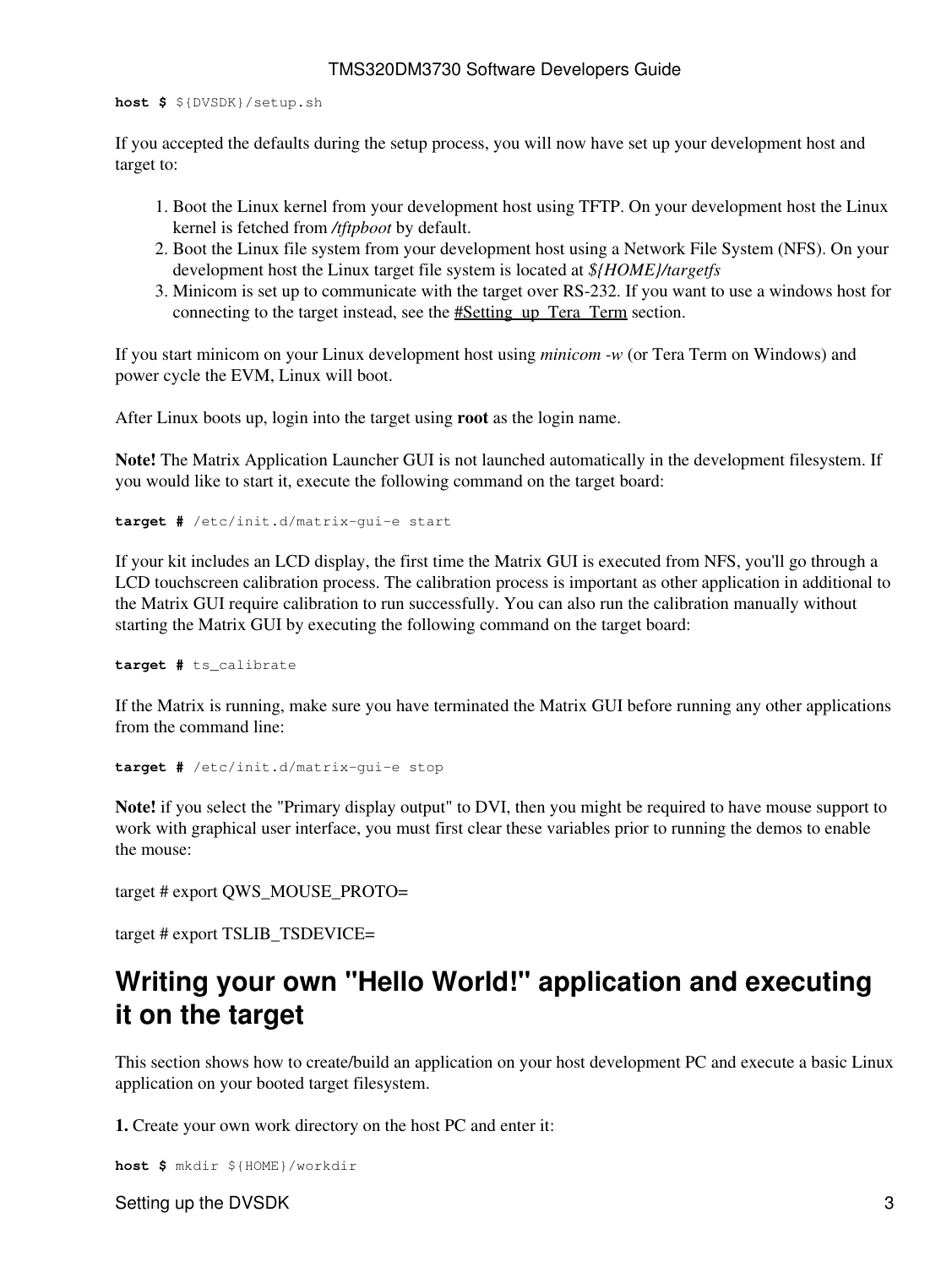```
host $ ${DVSDK}/setup.sh
```

If you accepted the defaults during the setup process, you will now have set up your development host and target to:

1. Boot the Linux kernel from your development host using TFTP. On your development host the Linux kernel is fetched from */tftpboot* by default.
2. Boot the Linux file system from your development host using a Network File System (NFS). On your development host the Linux target file system is located at *${HOME}/targetfs*
3. Minicom is set up to communicate with the target over RS-232. If you want to use a windows host for connecting to the target instead, see the #Setting_up_Tera_Term section.

If you start minicom on your Linux development host using *minicom -w* (or Tera Term on Windows) and power cycle the EVM, Linux will boot.

After Linux boots up, login into the target using **root** as the login name.

**Note!** The Matrix Application Launcher GUI is not launched automatically in the development filesystem. If you would like to start it, execute the following command on the target board:

```
target # /etc/init.d/matrix-gui-e start
```

If your kit includes an LCD display, the first time the Matrix GUI is executed from NFS, you'll go through a LCD touchscreen calibration process. The calibration process is important as other application in additional to the Matrix GUI require calibration to run successfully. You can also run the calibration manually without starting the Matrix GUI by executing the following command on the target board:

```
target # ts_calibrate
```

If the Matrix is running, make sure you have terminated the Matrix GUI before running any other applications from the command line:

```
target # /etc/init.d/matrix-gui-e stop
```

**Note!** if you select the "Primary display output" to DVI, then you might be required to have mouse support to work with graphical user interface, you must first clear these variables prior to running the demos to enable the mouse:

target # export QWS_MOUSE_PROTO=

target # export TSLIB_TSDEVICE=

## Writing your own "Hello World!" application and executing it on the target

This section shows how to create/build an application on your host development PC and execute a basic Linux application on your booted target filesystem.

**1.** Create your own work directory on the host PC and enter it:

```
host $ mkdir ${HOME}/workdir
```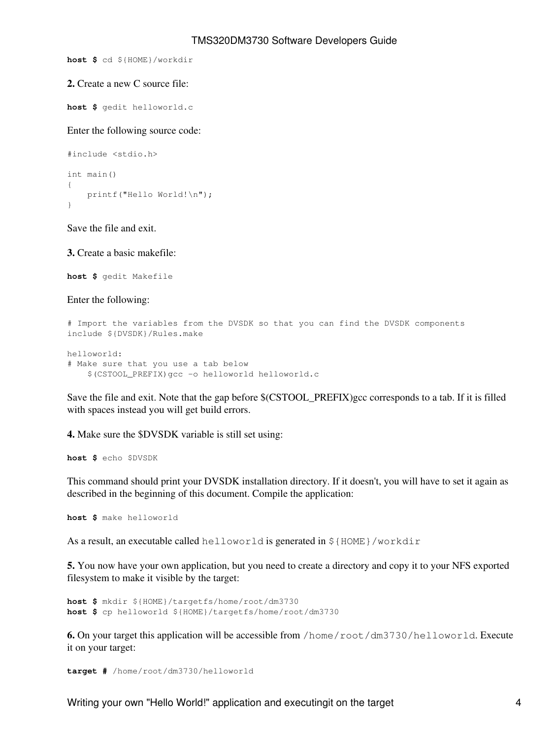```
host $ cd ${HOME}/workdir
```

**2.** Create a new C source file:

```
host $ gedit helloworld.c
```

Enter the following source code:

```
#include <stdio.h>

int main()
{
    printf("Hello World!\n");
}
```

Save the file and exit.

**3.** Create a basic makefile:

```
host $ gedit Makefile
```

Enter the following:

```
# Import the variables from the DVSDK so that you can find the DVSDK components
include ${DVSDK}/Rules.make

helloworld:
# Make sure that you use a tab below
	$(CSTOOL_PREFIX)gcc -o helloworld helloworld.c
```

Save the file and exit. Note that the gap before $(CSTOOL_PREFIX)gcc corresponds to a tab. If it is filled with spaces instead you will get build errors.

**4.** Make sure the $DVSDK variable is still set using:

```
host $ echo $DVSDK
```

This command should print your DVSDK installation directory. If it doesn't, you will have to set it again as described in the beginning of this document. Compile the application:

```
host $ make helloworld
```

As a result, an executable called `helloworld` is generated in `${HOME}/workdir`

**5.** You now have your own application, but you need to create a directory and copy it to your NFS exported filesystem to make it visible by the target:

```
host $ mkdir ${HOME}/targetfs/home/root/dm3730
host $ cp helloworld ${HOME}/targetfs/home/root/dm3730
```

**6.** On your target this application will be accessible from `/home/root/dm3730/helloworld`. Execute it on your target:

```
target # /home/root/dm3730/helloworld
```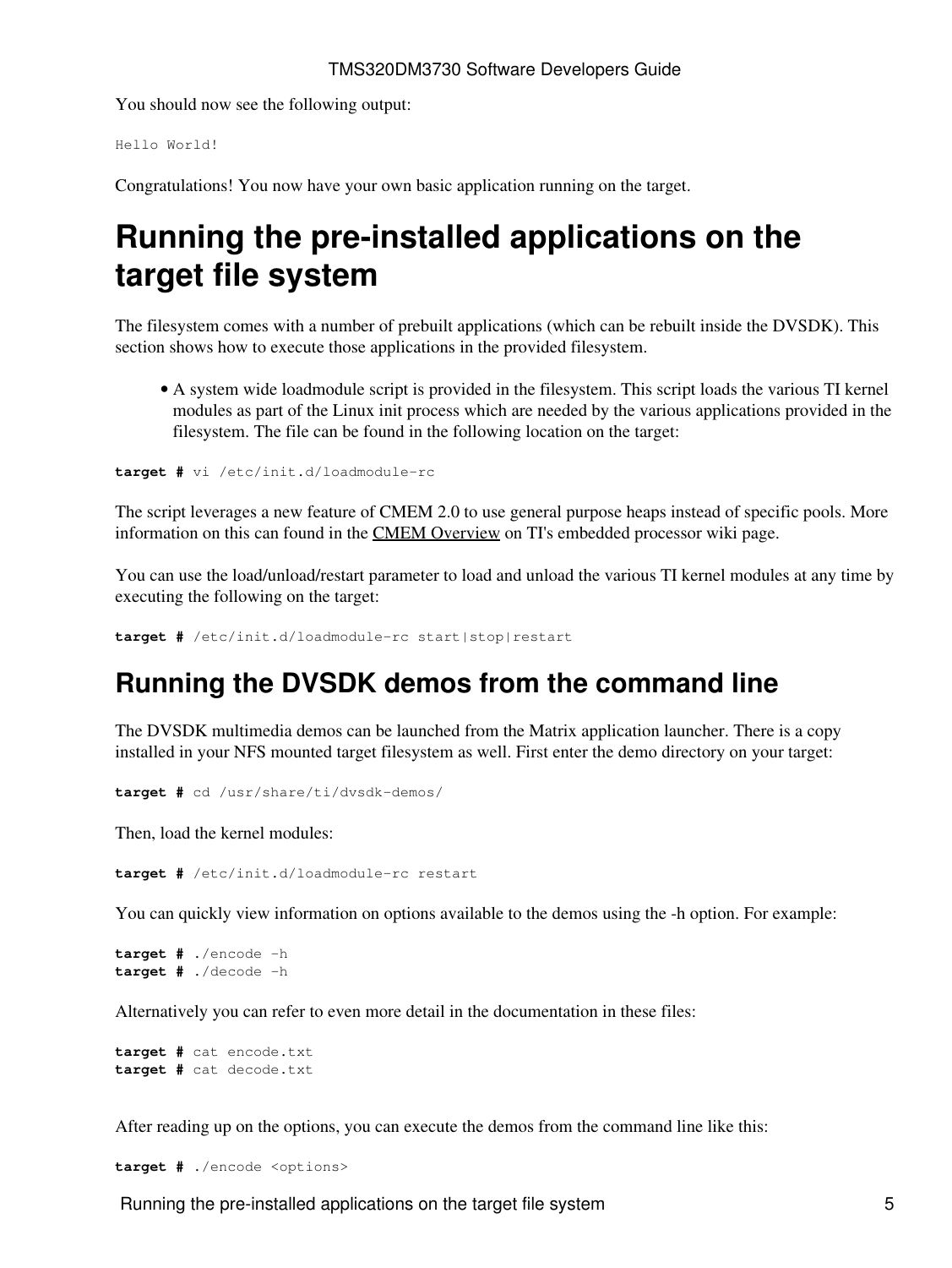You should now see the following output:

```
Hello World!
```

Congratulations! You now have your own basic application running on the target.

# Running the pre-installed applications on the target file system

The filesystem comes with a number of prebuilt applications (which can be rebuilt inside the DVSDK). This section shows how to execute those applications in the provided filesystem.

- A system wide loadmodule script is provided in the filesystem. This script loads the various TI kernel modules as part of the Linux init process which are needed by the various applications provided in the filesystem. The file can be found in the following location on the target:

```
target # vi /etc/init.d/loadmodule-rc
```

The script leverages a new feature of CMEM 2.0 to use general purpose heaps instead of specific pools. More information on this can found in the CMEM Overview on TI's embedded processor wiki page.

You can use the load/unload/restart parameter to load and unload the various TI kernel modules at any time by executing the following on the target:

```
target # /etc/init.d/loadmodule-rc start|stop|restart
```

## Running the DVSDK demos from the command line

The DVSDK multimedia demos can be launched from the Matrix application launcher. There is a copy installed in your NFS mounted target filesystem as well. First enter the demo directory on your target:

```
target # cd /usr/share/ti/dvsdk-demos/
```

Then, load the kernel modules:

```
target # /etc/init.d/loadmodule-rc restart
```

You can quickly view information on options available to the demos using the -h option. For example:

```
target # ./encode -h
target # ./decode -h
```

Alternatively you can refer to even more detail in the documentation in these files:

```
target # cat encode.txt
target # cat decode.txt
```

After reading up on the options, you can execute the demos from the command line like this:

```
target # ./encode <options>
```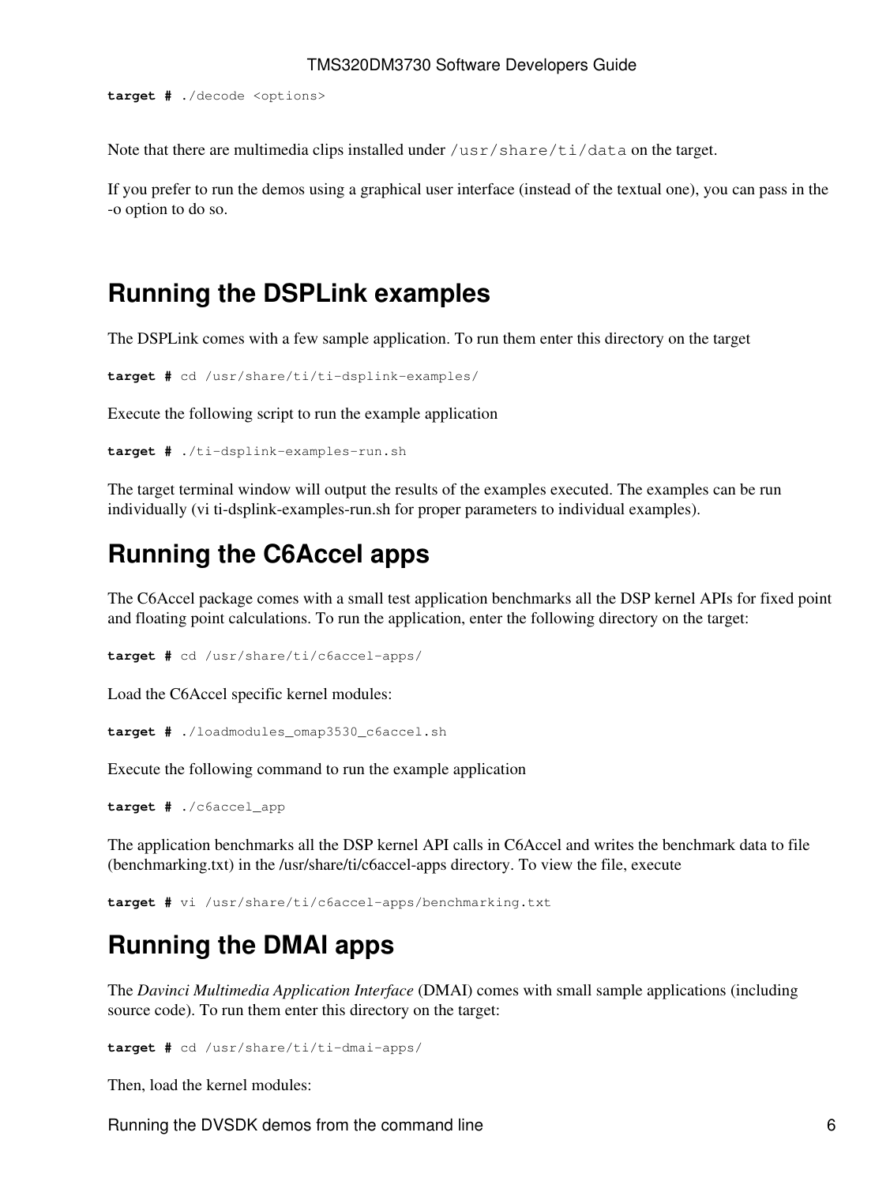```
target # ./decode <options>
```

Note that there are multimedia clips installed under `/usr/share/ti/data` on the target.

If you prefer to run the demos using a graphical user interface (instead of the textual one), you can pass in the -o option to do so.

## Running the DSPLink examples

The DSPLink comes with a few sample application. To run them enter this directory on the target

```
target # cd /usr/share/ti/ti-dsplink-examples/
```

Execute the following script to run the example application

```
target # ./ti-dsplink-examples-run.sh
```

The target terminal window will output the results of the examples executed. The examples can be run individually (vi ti-dsplink-examples-run.sh for proper parameters to individual examples).

## Running the C6Accel apps

The C6Accel package comes with a small test application benchmarks all the DSP kernel APIs for fixed point and floating point calculations. To run the application, enter the following directory on the target:

```
target # cd /usr/share/ti/c6accel-apps/
```

Load the C6Accel specific kernel modules:

```
target # ./loadmodules_omap3530_c6accel.sh
```

Execute the following command to run the example application

```
target # ./c6accel_app
```

The application benchmarks all the DSP kernel API calls in C6Accel and writes the benchmark data to file (benchmarking.txt) in the /usr/share/ti/c6accel-apps directory. To view the file, execute

```
target # vi /usr/share/ti/c6accel-apps/benchmarking.txt
```

## Running the DMAI apps

The *Davinci Multimedia Application Interface* (DMAI) comes with small sample applications (including source code). To run them enter this directory on the target:

```
target # cd /usr/share/ti/ti-dmai-apps/
```

Then, load the kernel modules: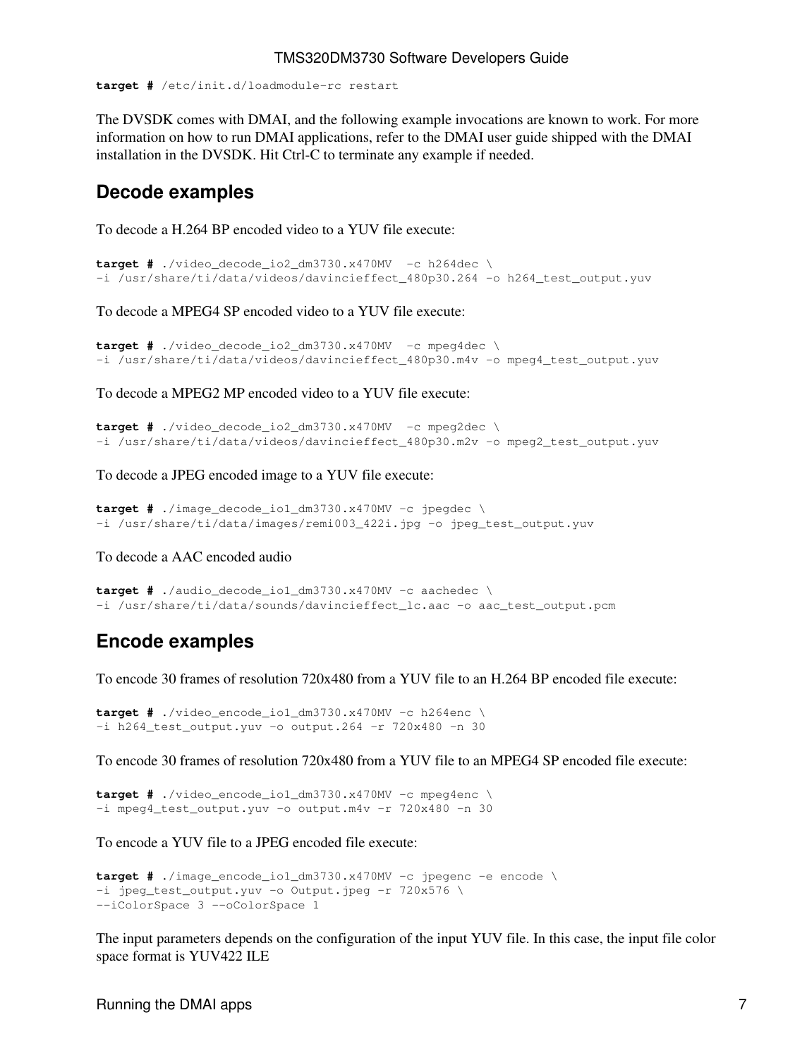```
target # /etc/init.d/loadmodule-rc restart
```

The DVSDK comes with DMAI, and the following example invocations are known to work. For more information on how to run DMAI applications, refer to the DMAI user guide shipped with the DMAI installation in the DVSDK. Hit Ctrl-C to terminate any example if needed.

## Decode examples

To decode a H.264 BP encoded video to a YUV file execute:

```
target # ./video_decode_io2_dm3730.x470MV  -c h264dec \
-i /usr/share/ti/data/videos/davincieffect_480p30.264 -o h264_test_output.yuv
```

To decode a MPEG4 SP encoded video to a YUV file execute:

```
target # ./video_decode_io2_dm3730.x470MV  -c mpeg4dec \
-i /usr/share/ti/data/videos/davincieffect_480p30.m4v -o mpeg4_test_output.yuv
```

To decode a MPEG2 MP encoded video to a YUV file execute:

```
target # ./video_decode_io2_dm3730.x470MV  -c mpeg2dec \
-i /usr/share/ti/data/videos/davincieffect_480p30.m2v -o mpeg2_test_output.yuv
```

To decode a JPEG encoded image to a YUV file execute:

```
target # ./image_decode_io1_dm3730.x470MV -c jpegdec \
-i /usr/share/ti/data/images/remi003_422i.jpg -o jpeg_test_output.yuv
```

To decode a AAC encoded audio

```
target # ./audio_decode_io1_dm3730.x470MV -c aachedec \
-i /usr/share/ti/data/sounds/davincieffect_lc.aac -o aac_test_output.pcm
```

## Encode examples

To encode 30 frames of resolution 720x480 from a YUV file to an H.264 BP encoded file execute:

```
target # ./video_encode_io1_dm3730.x470MV -c h264enc \
-i h264_test_output.yuv -o output.264 -r 720x480 -n 30
```

To encode 30 frames of resolution 720x480 from a YUV file to an MPEG4 SP encoded file execute:

```
target # ./video_encode_io1_dm3730.x470MV -c mpeg4enc \
-i mpeg4_test_output.yuv -o output.m4v -r 720x480 -n 30
```

To encode a YUV file to a JPEG encoded file execute:

```
target # ./image_encode_io1_dm3730.x470MV -c jpegenc -e encode \
-i jpeg_test_output.yuv -o Output.jpeg -r 720x576 \
--iColorSpace 3 --oColorSpace 1
```

The input parameters depends on the configuration of the input YUV file. In this case, the input file color space format is YUV422 ILE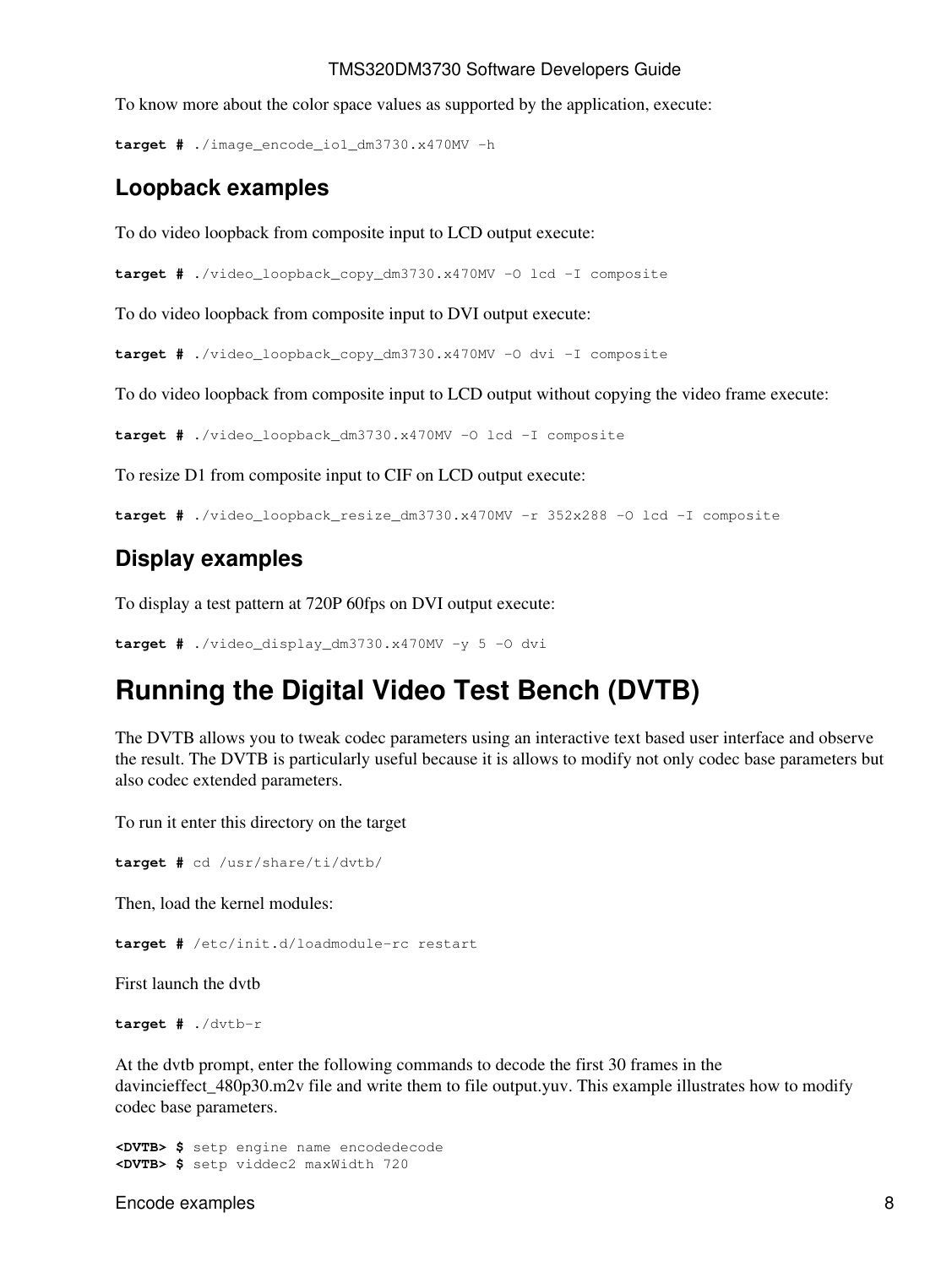To know more about the color space values as supported by the application, execute:

```
target # ./image_encode_io1_dm3730.x470MV -h
```

### Loopback examples

To do video loopback from composite input to LCD output execute:

```
target # ./video_loopback_copy_dm3730.x470MV -O lcd -I composite
```

To do video loopback from composite input to DVI output execute:

```
target # ./video_loopback_copy_dm3730.x470MV -O dvi -I composite
```

To do video loopback from composite input to LCD output without copying the video frame execute:

```
target # ./video_loopback_dm3730.x470MV -O lcd -I composite
```

To resize D1 from composite input to CIF on LCD output execute:

```
target # ./video_loopback_resize_dm3730.x470MV -r 352x288 -O lcd -I composite
```

### Display examples

To display a test pattern at 720P 60fps on DVI output execute:

```
target # ./video_display_dm3730.x470MV -y 5 -O dvi
```

## Running the Digital Video Test Bench (DVTB)

The DVTB allows you to tweak codec parameters using an interactive text based user interface and observe the result. The DVTB is particularly useful because it is allows to modify not only codec base parameters but also codec extended parameters.

To run it enter this directory on the target

```
target # cd /usr/share/ti/dvtb/
```

Then, load the kernel modules:

```
target # /etc/init.d/loadmodule-rc restart
```

First launch the dvtb

```
target # ./dvtb-r
```

At the dvtb prompt, enter the following commands to decode the first 30 frames in the davincieffect_480p30.m2v file and write them to file output.yuv. This example illustrates how to modify codec base parameters.

```
<DVTB> $ setp engine name encodedecode
<DVTB> $ setp viddec2 maxWidth 720
```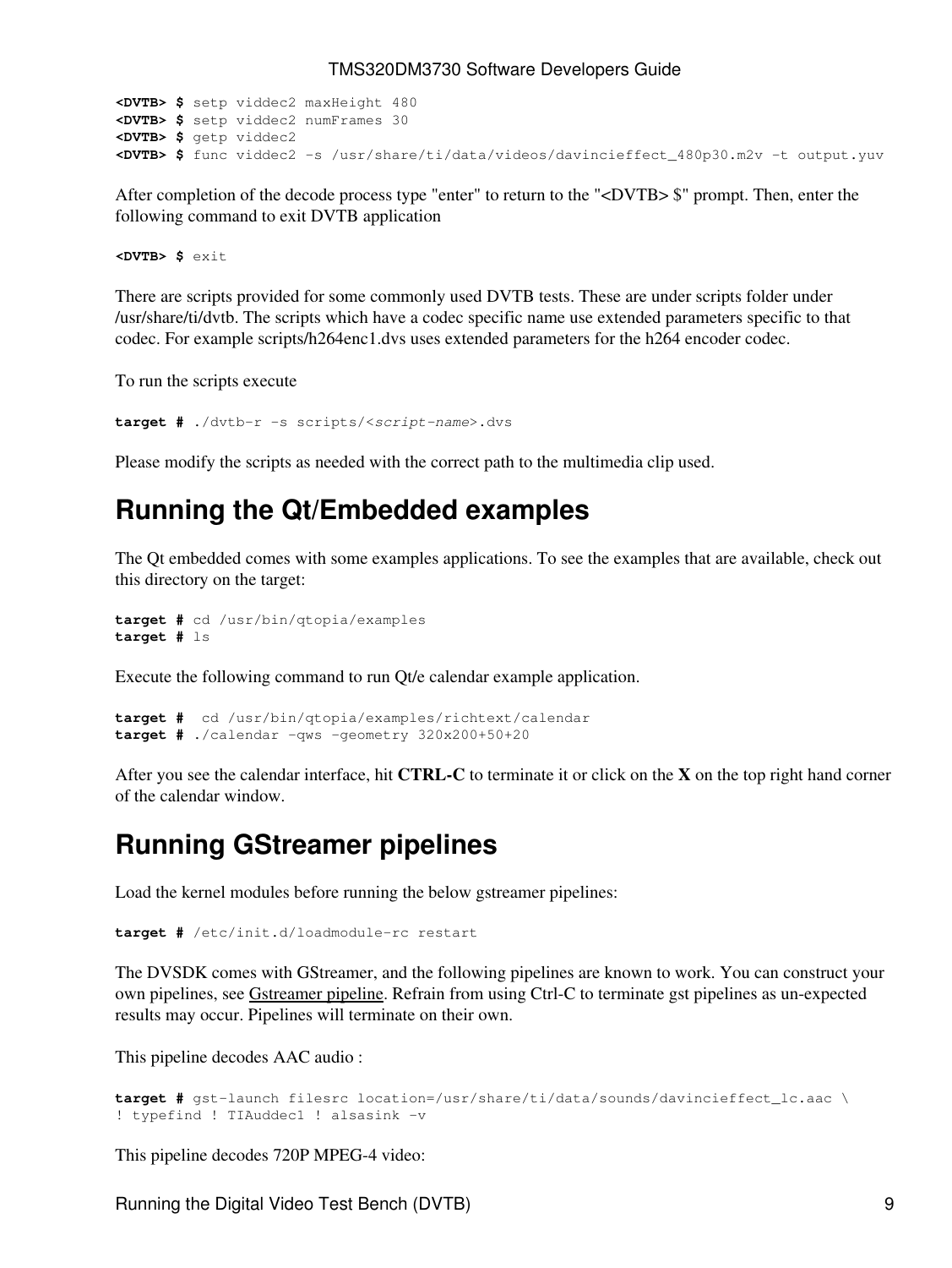```
<DVTB> $ setp viddec2 maxHeight 480
<DVTB> $ setp viddec2 numFrames 30
<DVTB> $ getp viddec2
<DVTB> $ func viddec2 -s /usr/share/ti/data/videos/davincieffect_480p30.m2v -t output.yuv
```

After completion of the decode process type "enter" to return to the "<DVTB> $" prompt. Then, enter the following command to exit DVTB application

```
<DVTB> $ exit
```

There are scripts provided for some commonly used DVTB tests. These are under scripts folder under /usr/share/ti/dvtb. The scripts which have a codec specific name use extended parameters specific to that codec. For example scripts/h264enc1.dvs uses extended parameters for the h264 encoder codec.

To run the scripts execute

```
target # ./dvtb-r -s scripts/<script-name>.dvs
```

Please modify the scripts as needed with the correct path to the multimedia clip used.

# Running the Qt/Embedded examples

The Qt embedded comes with some examples applications. To see the examples that are available, check out this directory on the target:

```
target # cd /usr/bin/qtopia/examples
target # ls
```

Execute the following command to run Qt/e calendar example application.

```
target #  cd /usr/bin/qtopia/examples/richtext/calendar
target # ./calendar -qws -geometry 320x200+50+20
```

After you see the calendar interface, hit **CTRL-C** to terminate it or click on the **X** on the top right hand corner of the calendar window.

# Running GStreamer pipelines

Load the kernel modules before running the below gstreamer pipelines:

```
target # /etc/init.d/loadmodule-rc restart
```

The DVSDK comes with GStreamer, and the following pipelines are known to work. You can construct your own pipelines, see Gstreamer pipeline. Refrain from using Ctrl-C to terminate gst pipelines as un-expected results may occur. Pipelines will terminate on their own.

This pipeline decodes AAC audio :

```
target # gst-launch filesrc location=/usr/share/ti/data/sounds/davincieffect_lc.aac \
! typefind ! TIAuddec1 ! alsasink -v
```

This pipeline decodes 720P MPEG-4 video: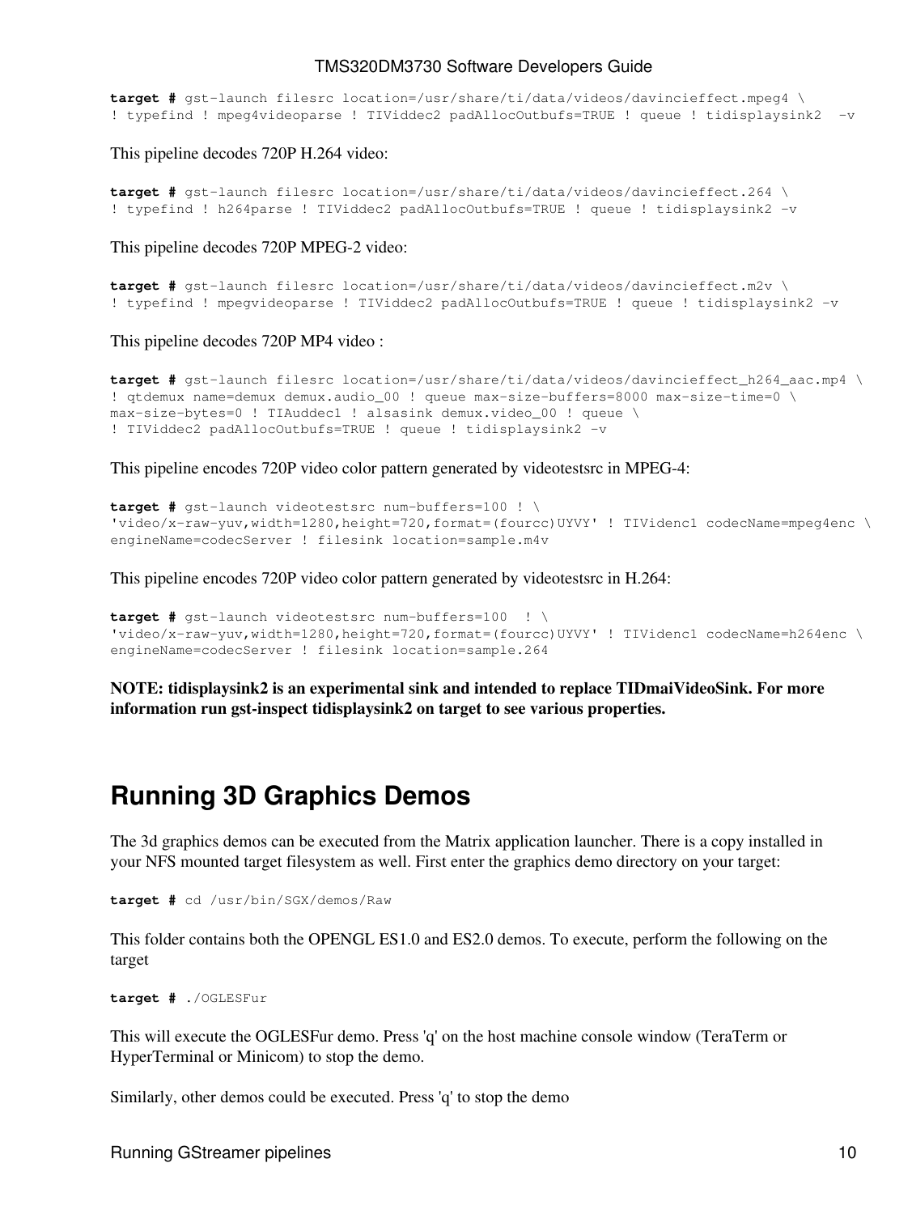```
target # gst-launch filesrc location=/usr/share/ti/data/videos/davincieffect.mpeg4 \
! typefind ! mpeg4videoparse ! TIViddec2 padAllocOutbufs=TRUE ! queue ! tidisplaysink2  -v
```

This pipeline decodes 720P H.264 video:

```
target # gst-launch filesrc location=/usr/share/ti/data/videos/davincieffect.264 \
! typefind ! h264parse ! TIViddec2 padAllocOutbufs=TRUE ! queue ! tidisplaysink2 -v
```

This pipeline decodes 720P MPEG-2 video:

```
target # gst-launch filesrc location=/usr/share/ti/data/videos/davincieffect.m2v \
! typefind ! mpegvideoparse ! TIViddec2 padAllocOutbufs=TRUE ! queue ! tidisplaysink2 -v
```

This pipeline decodes 720P MP4 video :

```
target # gst-launch filesrc location=/usr/share/ti/data/videos/davincieffect_h264_aac.mp4 \
! qtdemux name=demux demux.audio_00 ! queue max-size-buffers=8000 max-size-time=0 \
max-size-bytes=0 ! TIAuddec1 ! alsasink demux.video_00 ! queue \
! TIViddec2 padAllocOutbufs=TRUE ! queue ! tidisplaysink2 -v
```

This pipeline encodes 720P video color pattern generated by videotestsrc in MPEG-4:

```
target # gst-launch videotestsrc num-buffers=100 ! \
'video/x-raw-yuv,width=1280,height=720,format=(fourcc)UYVY' ! TIVidenc1 codecName=mpeg4enc \
engineName=codecServer ! filesink location=sample.m4v
```

This pipeline encodes 720P video color pattern generated by videotestsrc in H.264:

```
target # gst-launch videotestsrc num-buffers=100  ! \
'video/x-raw-yuv,width=1280,height=720,format=(fourcc)UYVY' ! TIVidenc1 codecName=h264enc \
engineName=codecServer ! filesink location=sample.264
```

**NOTE: tidisplaysink2 is an experimental sink and intended to replace TIDmaiVideoSink. For more information run gst-inspect tidisplaysink2 on target to see various properties.**

# Running 3D Graphics Demos

The 3d graphics demos can be executed from the Matrix application launcher. There is a copy installed in your NFS mounted target filesystem as well. First enter the graphics demo directory on your target:

```
target # cd /usr/bin/SGX/demos/Raw
```

This folder contains both the OPENGL ES1.0 and ES2.0 demos. To execute, perform the following on the target

```
target # ./OGLESFur
```

This will execute the OGLESFur demo. Press 'q' on the host machine console window (TeraTerm or HyperTerminal or Minicom) to stop the demo.

Similarly, other demos could be executed. Press 'q' to stop the demo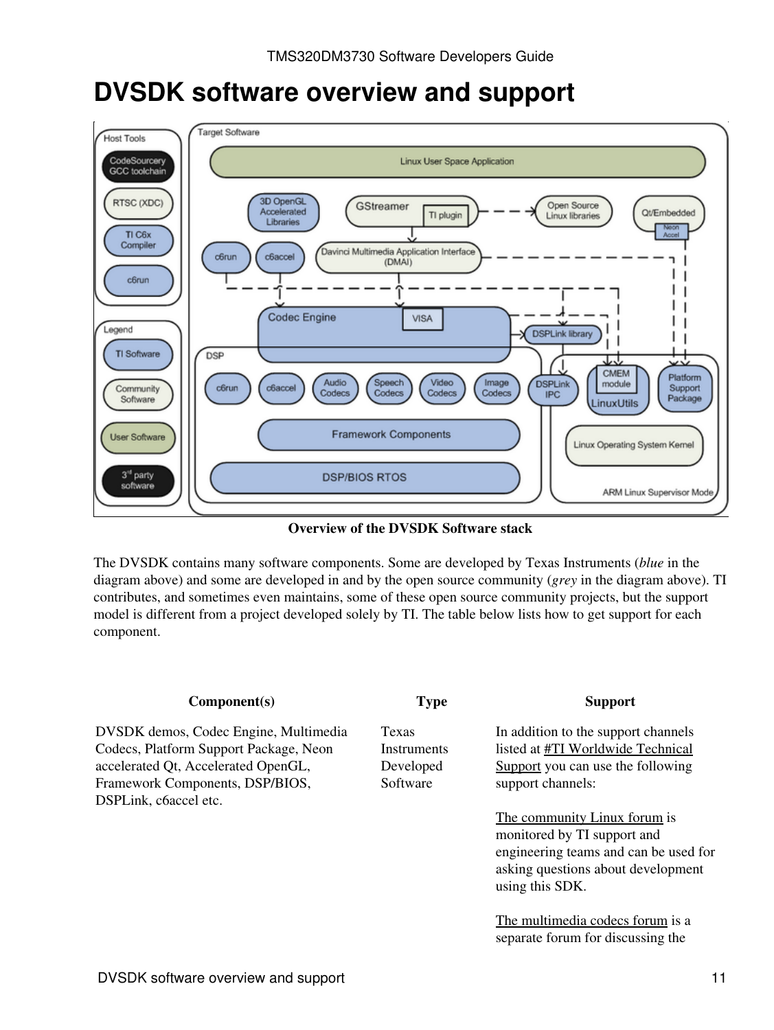# DVSDK software overview and support

**Overview of the DVSDK Software stack**

The DVSDK contains many software components. Some are developed by Texas Instruments (*blue* in the diagram above) and some are developed in and by the open source community (*grey* in the diagram above). TI contributes, and sometimes even maintains, some of these open source community projects, but the support model is different from a project developed solely by TI. The table below lists how to get support for each component.

| Component(s) | Type | Support |
|---|---|---|
| DVSDK demos, Codec Engine, Multimedia Codecs, Platform Support Package, Neon accelerated Qt, Accelerated OpenGL, Framework Components, DSP/BIOS, DSPLink, c6accel etc. | Texas Instruments Developed Software | In addition to the support channels listed at #TI Worldwide Technical Support you can use the following support channels:<br><br>The community Linux forum is monitored by TI support and engineering teams and can be used for asking questions about development using this SDK.<br><br>The multimedia codecs forum is a separate forum for discussing the |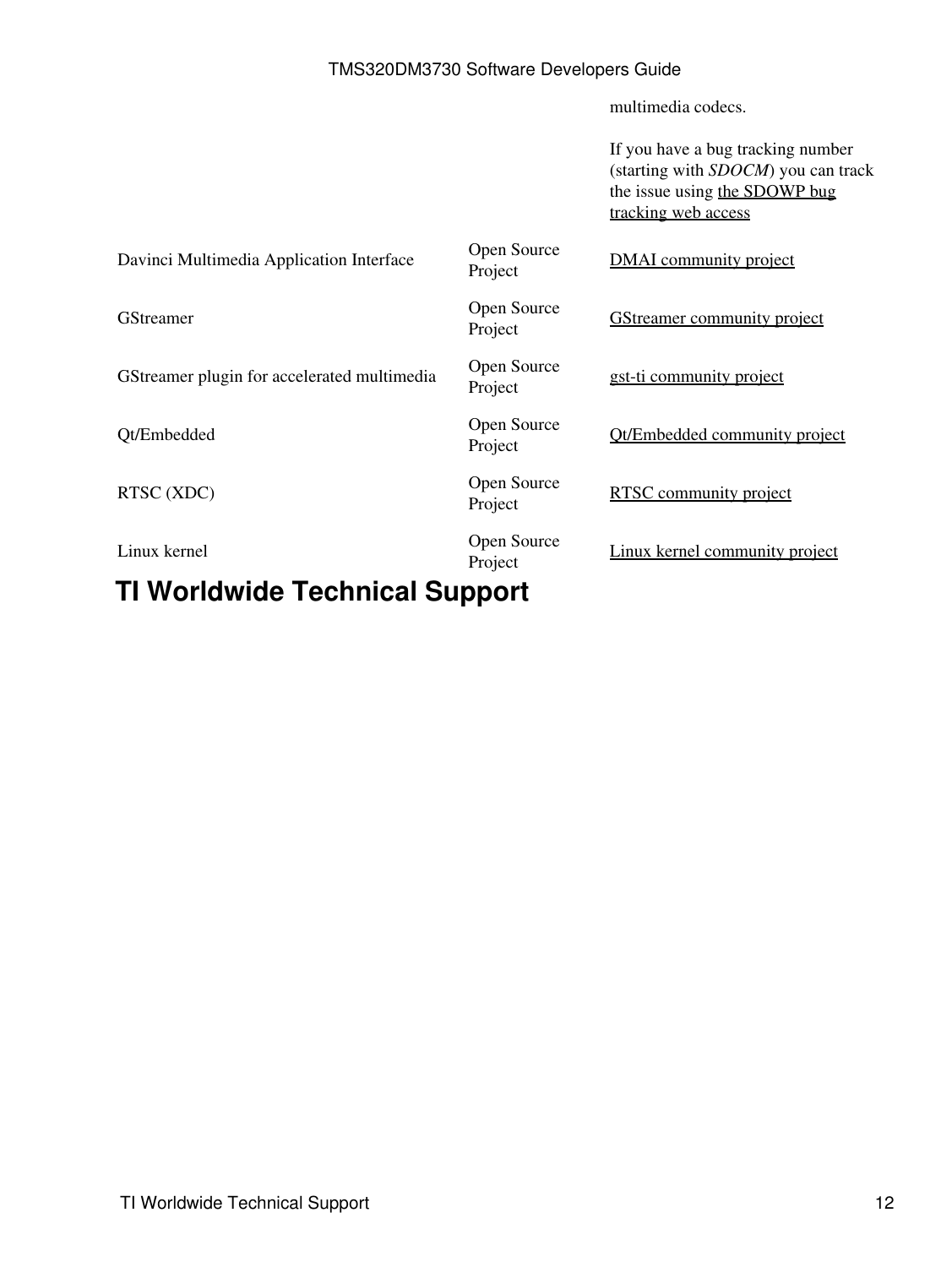| | | |
|---|---|---|
| | | multimedia codecs.<br><br>If you have a bug tracking number (starting with *SDOCM*) you can track the issue using the SDOWP bug tracking web access |
| Davinci Multimedia Application Interface | Open Source Project | DMAI community project |
| GStreamer | Open Source Project | GStreamer community project |
| GStreamer plugin for accelerated multimedia | Open Source Project | gst-ti community project |
| Qt/Embedded | Open Source Project | Qt/Embedded community project |
| RTSC (XDC) | Open Source Project | RTSC community project |
| Linux kernel | Open Source Project | Linux kernel community project |

# TI Worldwide Technical Support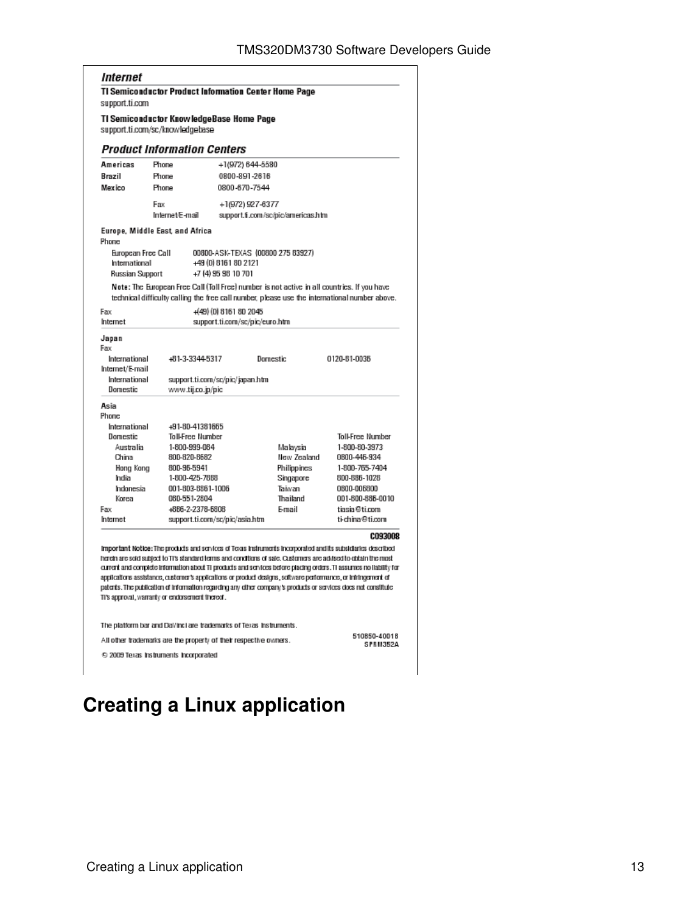## Internet

**TI Semiconductor Product Information Center Home Page**
support.ti.com

**TI Semiconductor KnowledgeBase Home Page**
support.ti.com/sc/knowledgebase

## Product Information Centers

| | | |
|---|---|---|
| **Americas** | Phone | +1(972) 644-5580 |
| **Brazil** | Phone | 0800-891-2616 |
| **Mexico** | Phone | 0800-670-7544 |
| | Fax | +1(972) 927-6377 |
| | Internet/E-mail | support.ti.com/sc/pic/americas.htm |

**Europe, Middle East, and Africa**

Phone

| | |
|---|---|
| European Free Call | 00800-ASK-TEXAS (00800 275 83927) |
| International | +49 (0) 8161 80 2121 |
| Russian Support | +7 (4) 95 98 10 701 |

**Note:** The European Free Call (Toll Free) number is not active in all countries. If you have technical difficulty calling the free call number, please use the international number above.

| | |
|---|---|
| Fax | +(49) (0) 8161 80 2045 |
| Internet | support.ti.com/sc/pic/euro.htm |

**Japan**

Fax

| | | | |
|---|---|---|---|
| International | +81-3-3344-5317 | Domestic | 0120-81-0036 |

Internet/E-mail

| | |
|---|---|
| International | support.ti.com/sc/pic/japan.htm |
| Domestic | www.tij.co.jp/pic |

**Asia**

Phone

| | | | |
|---|---|---|---|
| International | +91-80-41381665 | | |
| Domestic | Toll-Free Number | | Toll-Free Number |
| Australia | 1-800-999-084 | Malaysia | 1-800-80-3973 |
| China | 800-820-8682 | New Zealand | 0800-446-934 |
| Hong Kong | 800-96-5941 | Philippines | 1-800-765-7404 |
| India | 1-800-425-7888 | Singapore | 800-886-1028 |
| Indonesia | 001-803-8861-1006 | Taiwan | 0800-006800 |
| Korea | 080-551-2804 | Thailand | 001-800-886-0010 |
| Fax | +886-2-2378-6808 | E-mail | tiasia@ti.com |
| Internet | support.ti.com/sc/pic/asia.htm | | ti-china@ti.com |

**C093008**

**Important Notice:** The products and services of Texas Instruments Incorporated and its subsidiaries described herein are sold subject to TI's standard terms and conditions of sale. Customers are advised to obtain the most current and complete information about TI products and services before placing orders. TI assumes no liability for applications assistance, customer's applications or product designs, software performance, or infringement of patents. The publication of information regarding any other company's products or services does not constitute TI's approval, warranty or endorsement thereof.

The platform bar and DaVinci are trademarks of Texas Instruments.

All other trademarks are the property of their respective owners.

510850-40018
SPRM352A

© 2009 Texas Instruments Incorporated

# Creating a Linux application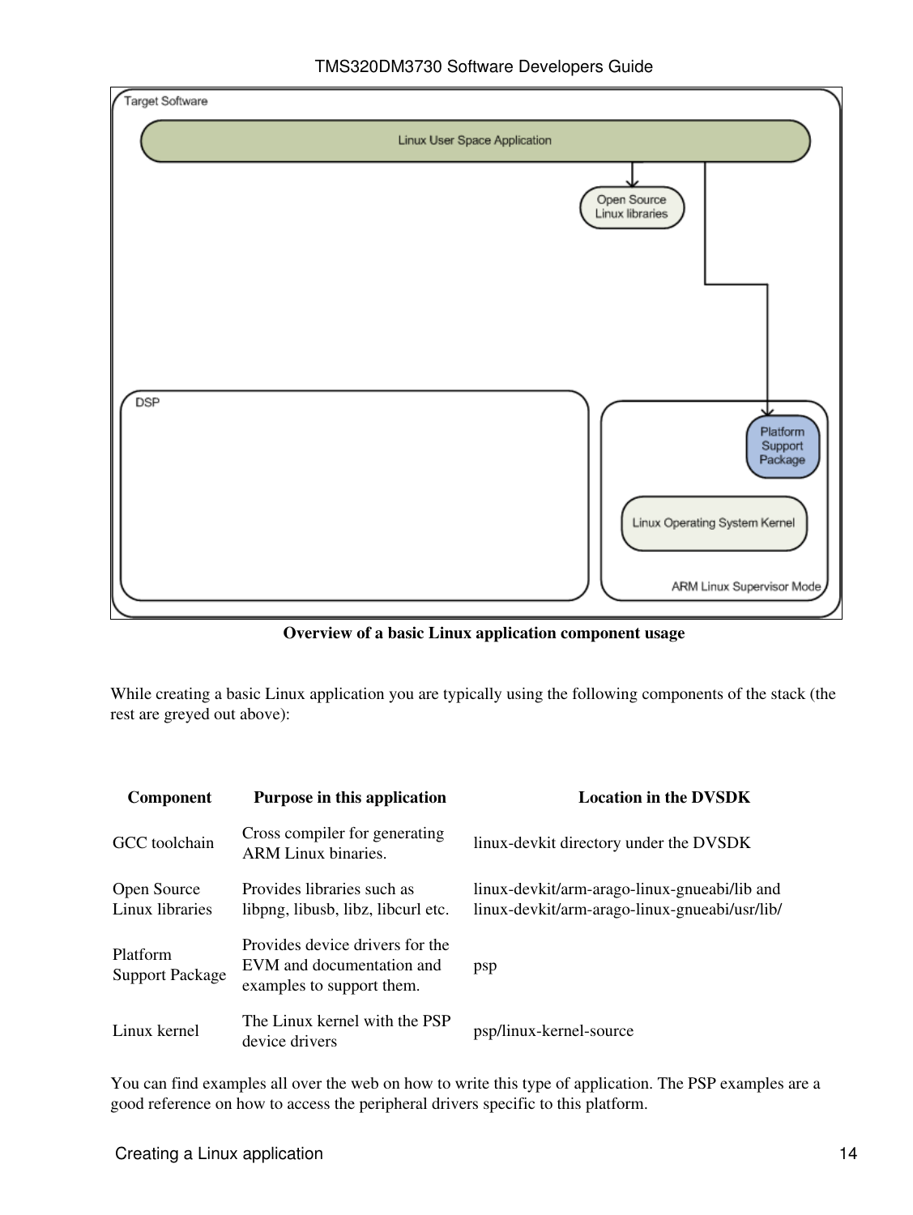**Overview of a basic Linux application component usage**

While creating a basic Linux application you are typically using the following components of the stack (the rest are greyed out above):

| Component | Purpose in this application | Location in the DVSDK |
|---|---|---|
| GCC toolchain | Cross compiler for generating ARM Linux binaries. | linux-devkit directory under the DVSDK |
| Open Source Linux libraries | Provides libraries such as libpng, libusb, libz, libcurl etc. | linux-devkit/arm-arago-linux-gnueabi/lib and linux-devkit/arm-arago-linux-gnueabi/usr/lib/ |
| Platform Support Package | Provides device drivers for the EVM and documentation and examples to support them. | psp |
| Linux kernel | The Linux kernel with the PSP device drivers | psp/linux-kernel-source |

You can find examples all over the web on how to write this type of application. The PSP examples are a good reference on how to access the peripheral drivers specific to this platform.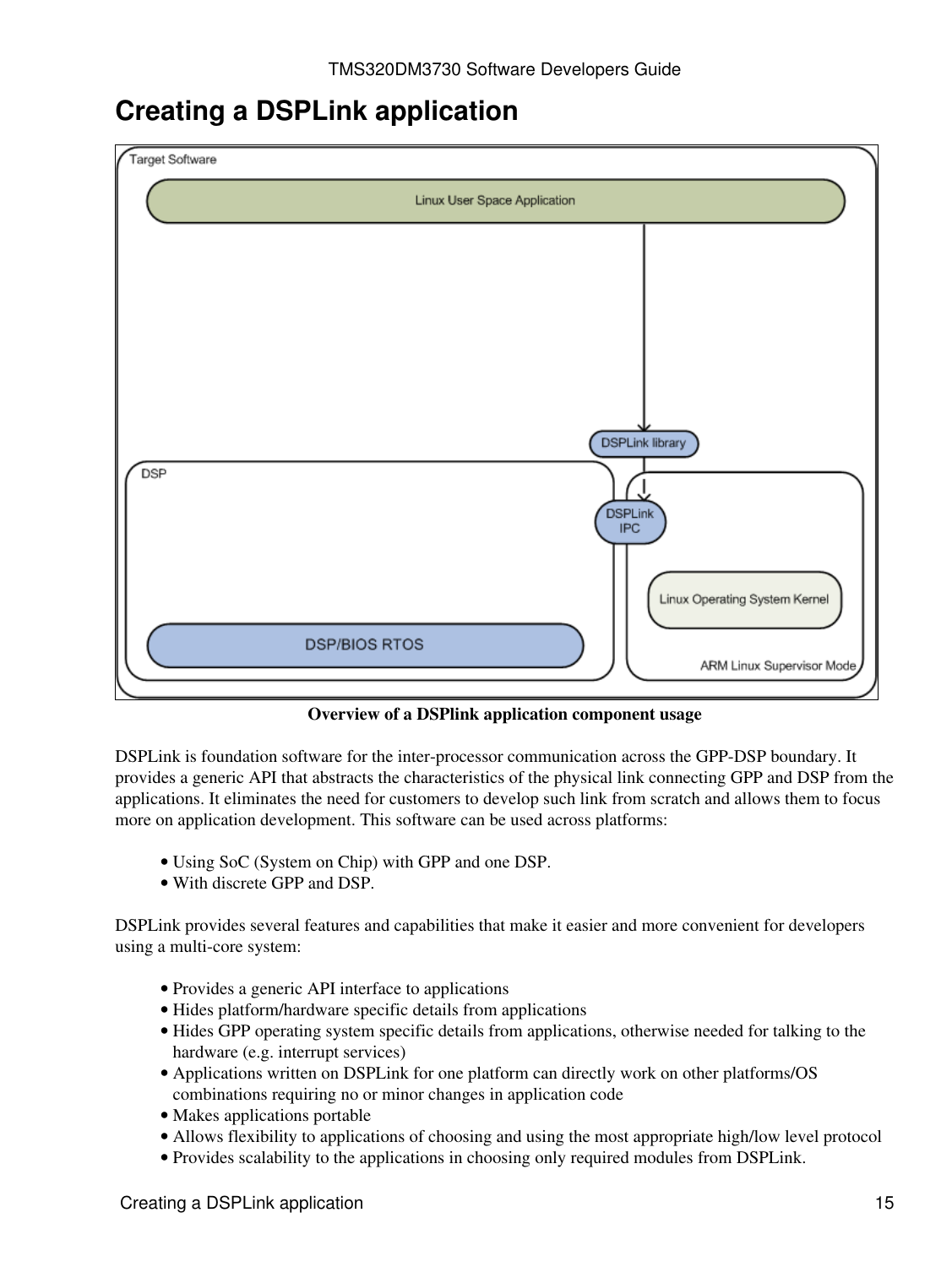# Creating a DSPLink application

**Overview of a DSPlink application component usage**

DSPLink is foundation software for the inter-processor communication across the GPP-DSP boundary. It provides a generic API that abstracts the characteristics of the physical link connecting GPP and DSP from the applications. It eliminates the need for customers to develop such link from scratch and allows them to focus more on application development. This software can be used across platforms:

- Using SoC (System on Chip) with GPP and one DSP.
- With discrete GPP and DSP.

DSPLink provides several features and capabilities that make it easier and more convenient for developers using a multi-core system:

- Provides a generic API interface to applications
- Hides platform/hardware specific details from applications
- Hides GPP operating system specific details from applications, otherwise needed for talking to the hardware (e.g. interrupt services)
- Applications written on DSPLink for one platform can directly work on other platforms/OS combinations requiring no or minor changes in application code
- Makes applications portable
- Allows flexibility to applications of choosing and using the most appropriate high/low level protocol
- Provides scalability to the applications in choosing only required modules from DSPLink.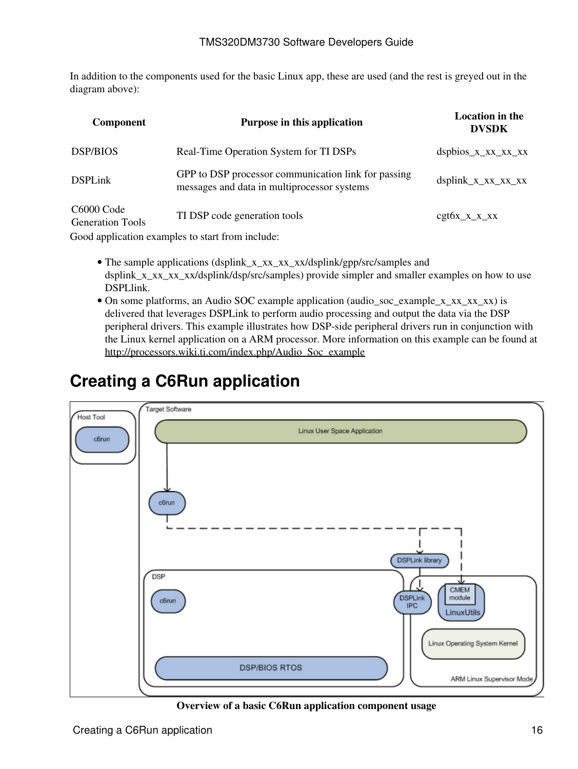In addition to the components used for the basic Linux app, these are used (and the rest is greyed out in the diagram above):

| Component | Purpose in this application | Location in the DVSDK |
|---|---|---|
| DSP/BIOS | Real-Time Operation System for TI DSPs | dspbios_x_xx_xx_xx |
| DSPLink | GPP to DSP processor communication link for passing messages and data in multiprocessor systems | dsplink_x_xx_xx_xx |
| C6000 Code Generation Tools | TI DSP code generation tools | cgt6x_x_x_xx |

Good application examples to start from include:

- The sample applications (dsplink_x_xx_xx_xx/dsplink/gpp/src/samples and dsplink_x_xx_xx_xx/dsplink/dsp/src/samples) provide simpler and smaller examples on how to use DSPLlink.
- On some platforms, an Audio SOC example application (audio_soc_example_x_xx_xx_xx) is delivered that leverages DSPLink to perform audio processing and output the data via the DSP peripheral drivers. This example illustrates how DSP-side peripheral drivers run in conjunction with the Linux kernel application on a ARM processor. More information on this example can be found at http://processors.wiki.ti.com/index.php/Audio_Soc_example

# Creating a C6Run application

**Overview of a basic C6Run application component usage**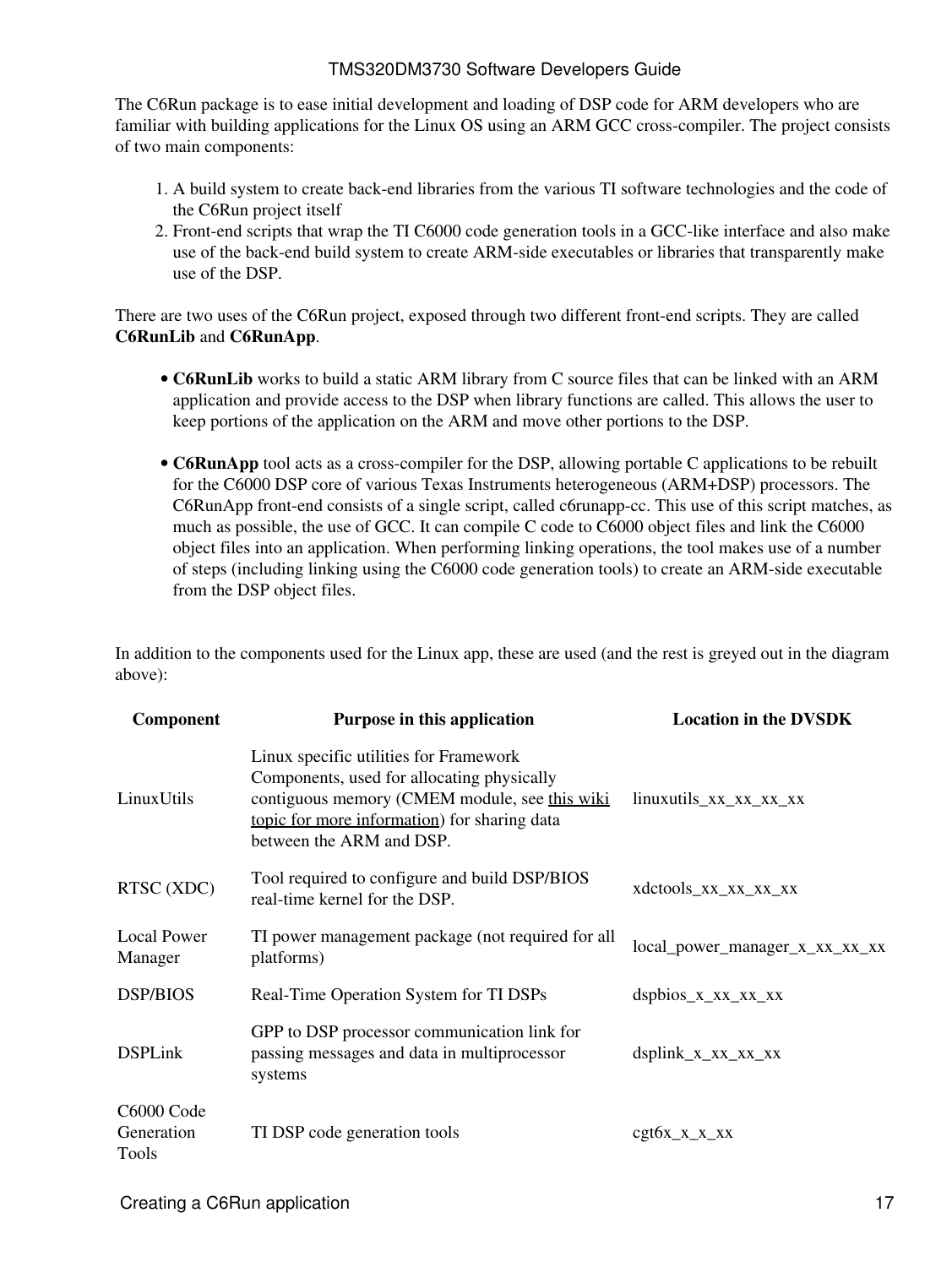The C6Run package is to ease initial development and loading of DSP code for ARM developers who are familiar with building applications for the Linux OS using an ARM GCC cross-compiler. The project consists of two main components:

1. A build system to create back-end libraries from the various TI software technologies and the code of the C6Run project itself
2. Front-end scripts that wrap the TI C6000 code generation tools in a GCC-like interface and also make use of the back-end build system to create ARM-side executables or libraries that transparently make use of the DSP.

There are two uses of the C6Run project, exposed through two different front-end scripts. They are called **C6RunLib** and **C6RunApp**.

- **C6RunLib** works to build a static ARM library from C source files that can be linked with an ARM application and provide access to the DSP when library functions are called. This allows the user to keep portions of the application on the ARM and move other portions to the DSP.

- **C6RunApp** tool acts as a cross-compiler for the DSP, allowing portable C applications to be rebuilt for the C6000 DSP core of various Texas Instruments heterogeneous (ARM+DSP) processors. The C6RunApp front-end consists of a single script, called c6runapp-cc. This use of this script matches, as much as possible, the use of GCC. It can compile C code to C6000 object files and link the C6000 object files into an application. When performing linking operations, the tool makes use of a number of steps (including linking using the C6000 code generation tools) to create an ARM-side executable from the DSP object files.

In addition to the components used for the Linux app, these are used (and the rest is greyed out in the diagram above):

| Component | Purpose in this application | Location in the DVSDK |
|---|---|---|
| LinuxUtils | Linux specific utilities for Framework Components, used for allocating physically contiguous memory (CMEM module, see this wiki topic for more information) for sharing data between the ARM and DSP. | linuxutils_xx_xx_xx_xx |
| RTSC (XDC) | Tool required to configure and build DSP/BIOS real-time kernel for the DSP. | xdctools_xx_xx_xx_xx |
| Local Power Manager | TI power management package (not required for all platforms) | local_power_manager_x_xx_xx_xx |
| DSP/BIOS | Real-Time Operation System for TI DSPs | dspbios_x_xx_xx_xx |
| DSPLink | GPP to DSP processor communication link for passing messages and data in multiprocessor systems | dsplink_x_xx_xx_xx |
| C6000 Code Generation Tools | TI DSP code generation tools | cgt6x_x_x_xx |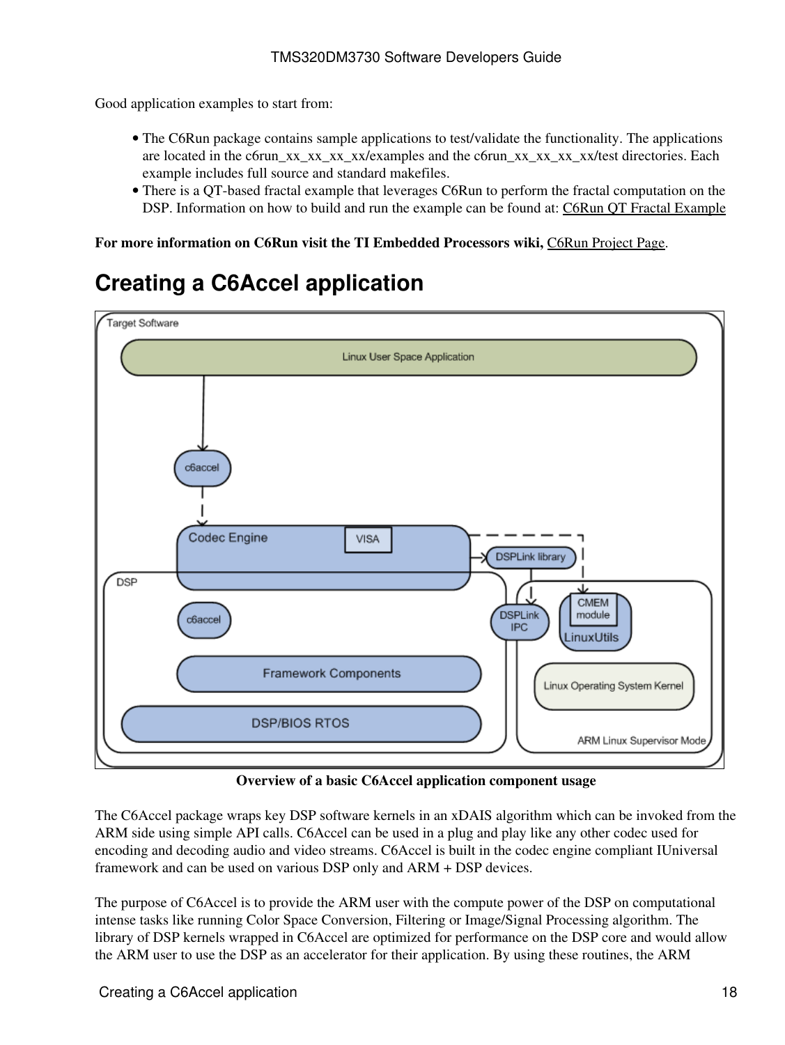Good application examples to start from:

- The C6Run package contains sample applications to test/validate the functionality. The applications are located in the c6run_xx_xx_xx_xx/examples and the c6run_xx_xx_xx_xx/test directories. Each example includes full source and standard makefiles.
- There is a QT-based fractal example that leverages C6Run to perform the fractal computation on the DSP. Information on how to build and run the example can be found at: C6Run QT Fractal Example

**For more information on C6Run visit the TI Embedded Processors wiki,** C6Run Project Page.

# Creating a C6Accel application

**Overview of a basic C6Accel application component usage**

The C6Accel package wraps key DSP software kernels in an xDAIS algorithm which can be invoked from the ARM side using simple API calls. C6Accel can be used in a plug and play like any other codec used for encoding and decoding audio and video streams. C6Accel is built in the codec engine compliant IUniversal framework and can be used on various DSP only and ARM + DSP devices.

The purpose of C6Accel is to provide the ARM user with the compute power of the DSP on computational intense tasks like running Color Space Conversion, Filtering or Image/Signal Processing algorithm. The library of DSP kernels wrapped in C6Accel are optimized for performance on the DSP core and would allow the ARM user to use the DSP as an accelerator for their application. By using these routines, the ARM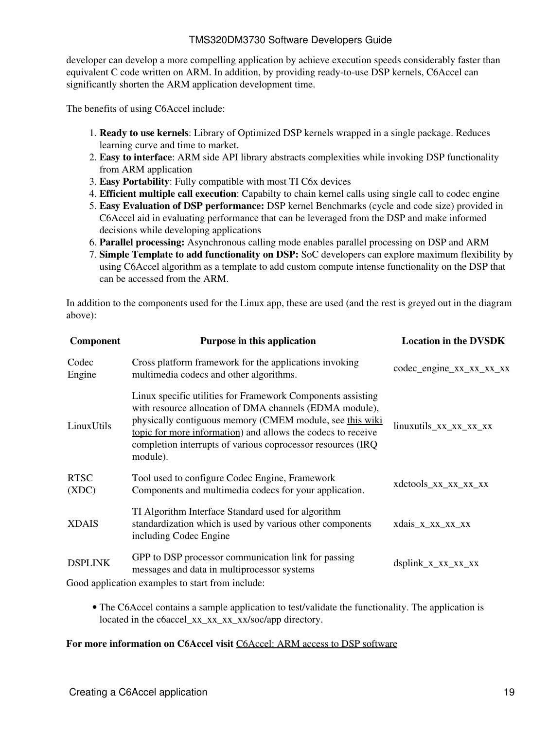developer can develop a more compelling application by achieve execution speeds considerably faster than equivalent C code written on ARM. In addition, by providing ready-to-use DSP kernels, C6Accel can significantly shorten the ARM application development time.

The benefits of using C6Accel include:

1. **Ready to use kernels**: Library of Optimized DSP kernels wrapped in a single package. Reduces learning curve and time to market.
2. **Easy to interface**: ARM side API library abstracts complexities while invoking DSP functionality from ARM application
3. **Easy Portability**: Fully compatible with most TI C6x devices
4. **Efficient multiple call execution**: Capabilty to chain kernel calls using single call to codec engine
5. **Easy Evaluation of DSP performance:** DSP kernel Benchmarks (cycle and code size) provided in C6Accel aid in evaluating performance that can be leveraged from the DSP and make informed decisions while developing applications
6. **Parallel processing:** Asynchronous calling mode enables parallel processing on DSP and ARM
7. **Simple Template to add functionality on DSP:** SoC developers can explore maximum flexibility by using C6Accel algorithm as a template to add custom compute intense functionality on the DSP that can be accessed from the ARM.

In addition to the components used for the Linux app, these are used (and the rest is greyed out in the diagram above):

| Component | Purpose in this application | Location in the DVSDK |
|---|---|---|
| Codec Engine | Cross platform framework for the applications invoking multimedia codecs and other algorithms. | codec_engine_xx_xx_xx_xx |
| LinuxUtils | Linux specific utilities for Framework Components assisting with resource allocation of DMA channels (EDMA module), physically contiguous memory (CMEM module, see this wiki topic for more information) and allows the codecs to receive completion interrupts of various coprocessor resources (IRQ module). | linuxutils_xx_xx_xx_xx |
| RTSC (XDC) | Tool used to configure Codec Engine, Framework Components and multimedia codecs for your application. | xdctools_xx_xx_xx_xx |
| XDAIS | TI Algorithm Interface Standard used for algorithm standardization which is used by various other components including Codec Engine | xdais_x_xx_xx_xx |
| DSPLINK | GPP to DSP processor communication link for passing messages and data in multiprocessor systems | dsplink_x_xx_xx_xx |

Good application examples to start from include:

- The C6Accel contains a sample application to test/validate the functionality. The application is located in the c6accel_xx_xx_xx_xx/soc/app directory.

**For more information on C6Accel visit** C6Accel: ARM access to DSP software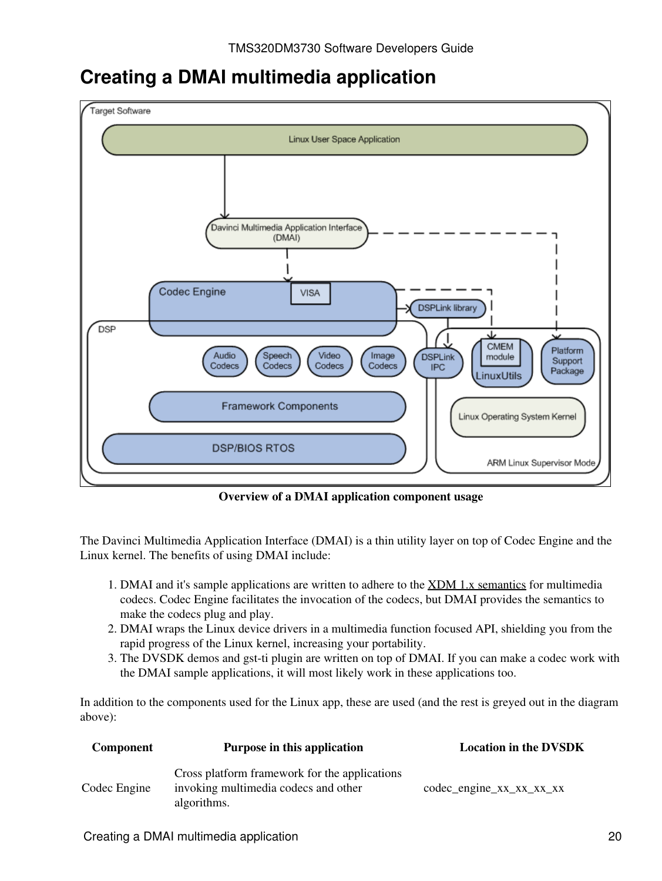# Creating a DMAI multimedia application

**Overview of a DMAI application component usage**

The Davinci Multimedia Application Interface (DMAI) is a thin utility layer on top of Codec Engine and the Linux kernel. The benefits of using DMAI include:

1. DMAI and it's sample applications are written to adhere to the XDM 1.x semantics for multimedia codecs. Codec Engine facilitates the invocation of the codecs, but DMAI provides the semantics to make the codecs plug and play.
2. DMAI wraps the Linux device drivers in a multimedia function focused API, shielding you from the rapid progress of the Linux kernel, increasing your portability.
3. The DVSDK demos and gst-ti plugin are written on top of DMAI. If you can make a codec work with the DMAI sample applications, it will most likely work in these applications too.

In addition to the components used for the Linux app, these are used (and the rest is greyed out in the diagram above):

| Component | Purpose in this application | Location in the DVSDK |
|---|---|---|
| Codec Engine | Cross platform framework for the applications invoking multimedia codecs and other algorithms. | codec_engine_xx_xx_xx_xx |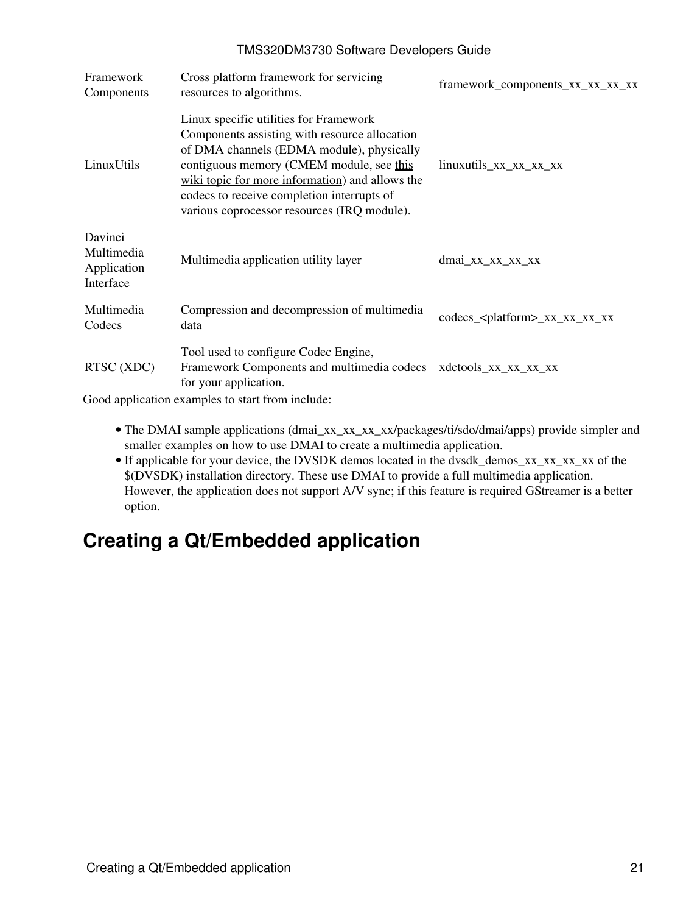| | | |
|---|---|---|
| Framework Components | Cross platform framework for servicing resources to algorithms. | framework_components_xx_xx_xx_xx |
| LinuxUtils | Linux specific utilities for Framework Components assisting with resource allocation of DMA channels (EDMA module), physically contiguous memory (CMEM module, see this wiki topic for more information) and allows the codecs to receive completion interrupts of various coprocessor resources (IRQ module). | linuxutils_xx_xx_xx_xx |
| Davinci Multimedia Application Interface | Multimedia application utility layer | dmai_xx_xx_xx_xx |
| Multimedia Codecs | Compression and decompression of multimedia data | codecs_<platform>_xx_xx_xx_xx |
| RTSC (XDC) | Tool used to configure Codec Engine, Framework Components and multimedia codecs for your application. | xdctools_xx_xx_xx_xx |

Good application examples to start from include:

- The DMAI sample applications (dmai_xx_xx_xx_xx/packages/ti/sdo/dmai/apps) provide simpler and smaller examples on how to use DMAI to create a multimedia application.
- If applicable for your device, the DVSDK demos located in the dvsdk_demos_xx_xx_xx_xx of the $(DVSDK) installation directory. These use DMAI to provide a full multimedia application. However, the application does not support A/V sync; if this feature is required GStreamer is a better option.

# Creating a Qt/Embedded application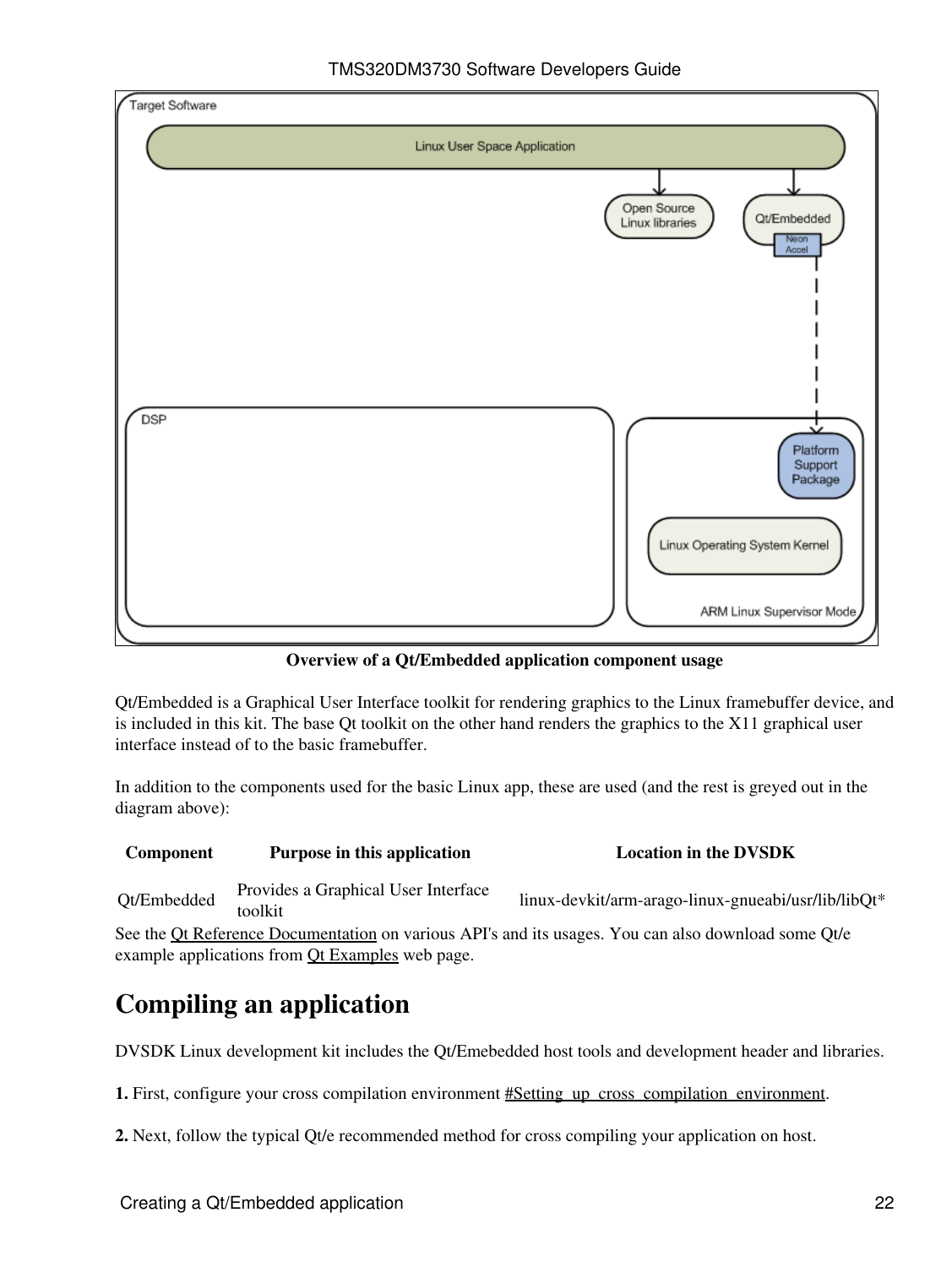**Overview of a Qt/Embedded application component usage**

Qt/Embedded is a Graphical User Interface toolkit for rendering graphics to the Linux framebuffer device, and is included in this kit. The base Qt toolkit on the other hand renders the graphics to the X11 graphical user interface instead of to the basic framebuffer.

In addition to the components used for the basic Linux app, these are used (and the rest is greyed out in the diagram above):

| Component | Purpose in this application | Location in the DVSDK |
|---|---|---|
| Qt/Embedded | Provides a Graphical User Interface toolkit | linux-devkit/arm-arago-linux-gnueabi/usr/lib/libQt* |

See the Qt Reference Documentation on various API's and its usages. You can also download some Qt/e example applications from Qt Examples web page.

## Compiling an application

DVSDK Linux development kit includes the Qt/Emebedded host tools and development header and libraries.

**1.** First, configure your cross compilation environment #Setting_up_cross_compilation_environment.

**2.** Next, follow the typical Qt/e recommended method for cross compiling your application on host.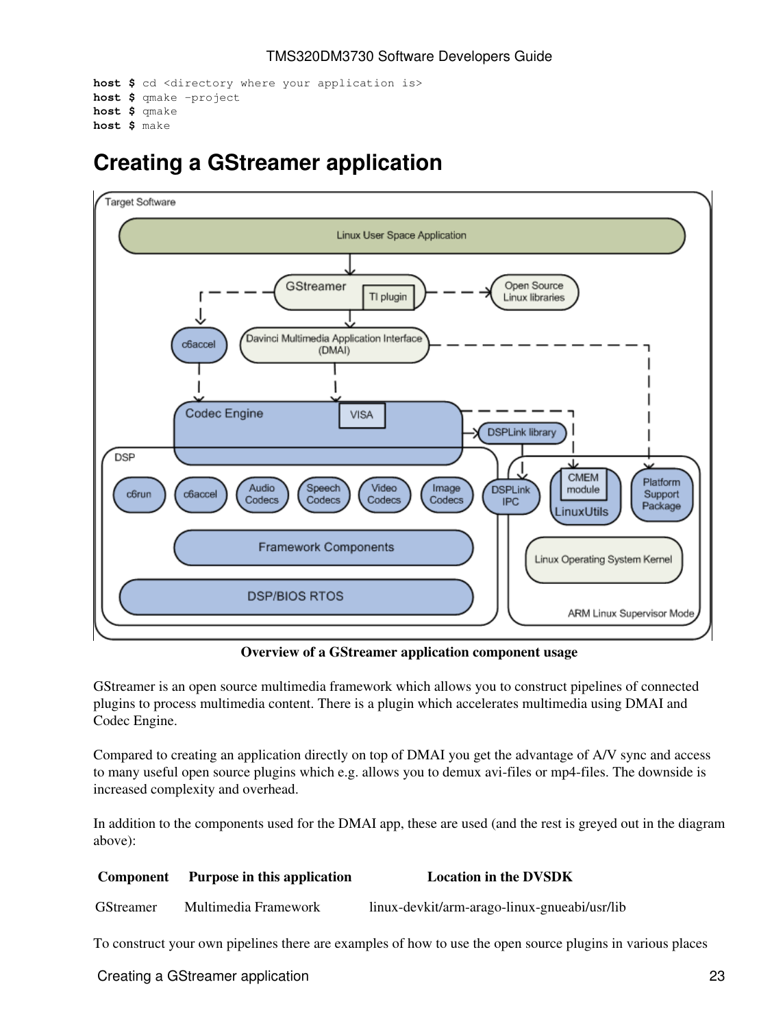```
host $ cd <directory where your application is>
host $ qmake -project
host $ qmake
host $ make
```

# Creating a GStreamer application

**Overview of a GStreamer application component usage**

GStreamer is an open source multimedia framework which allows you to construct pipelines of connected plugins to process multimedia content. There is a plugin which accelerates multimedia using DMAI and Codec Engine.

Compared to creating an application directly on top of DMAI you get the advantage of A/V sync and access to many useful open source plugins which e.g. allows you to demux avi-files or mp4-files. The downside is increased complexity and overhead.

In addition to the components used for the DMAI app, these are used (and the rest is greyed out in the diagram above):

| Component | Purpose in this application | Location in the DVSDK |
|---|---|---|
| GStreamer | Multimedia Framework | linux-devkit/arm-arago-linux-gnueabi/usr/lib |

To construct your own pipelines there are examples of how to use the open source plugins in various places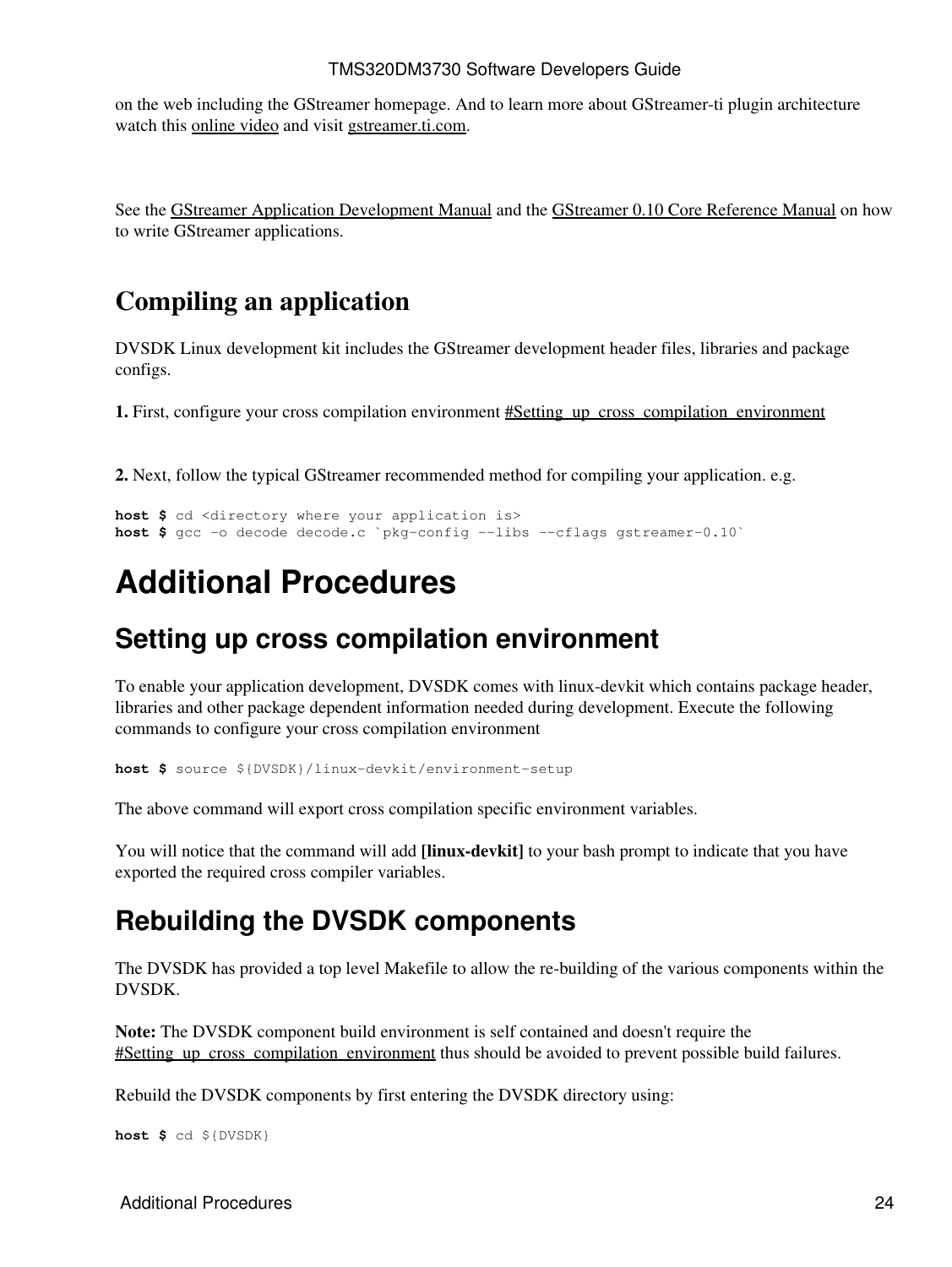on the web including the GStreamer homepage. And to learn more about GStreamer-ti plugin architecture watch this online video and visit gstreamer.ti.com.

See the GStreamer Application Development Manual and the GStreamer 0.10 Core Reference Manual on how to write GStreamer applications.

### Compiling an application

DVSDK Linux development kit includes the GStreamer development header files, libraries and package configs.

**1.** First, configure your cross compilation environment #Setting_up_cross_compilation_environment

**2.** Next, follow the typical GStreamer recommended method for compiling your application. e.g.

```
host $ cd <directory where your application is>
host $ gcc -o decode decode.c `pkg-config --libs --cflags gstreamer-0.10`
```

# Additional Procedures

## Setting up cross compilation environment

To enable your application development, DVSDK comes with linux-devkit which contains package header, libraries and other package dependent information needed during development. Execute the following commands to configure your cross compilation environment

```
host $ source ${DVSDK}/linux-devkit/environment-setup
```

The above command will export cross compilation specific environment variables.

You will notice that the command will add **[linux-devkit]** to your bash prompt to indicate that you have exported the required cross compiler variables.

## Rebuilding the DVSDK components

The DVSDK has provided a top level Makefile to allow the re-building of the various components within the DVSDK.

**Note:** The DVSDK component build environment is self contained and doesn't require the #Setting_up_cross_compilation_environment thus should be avoided to prevent possible build failures.

Rebuild the DVSDK components by first entering the DVSDK directory using:

```
host $ cd ${DVSDK}
```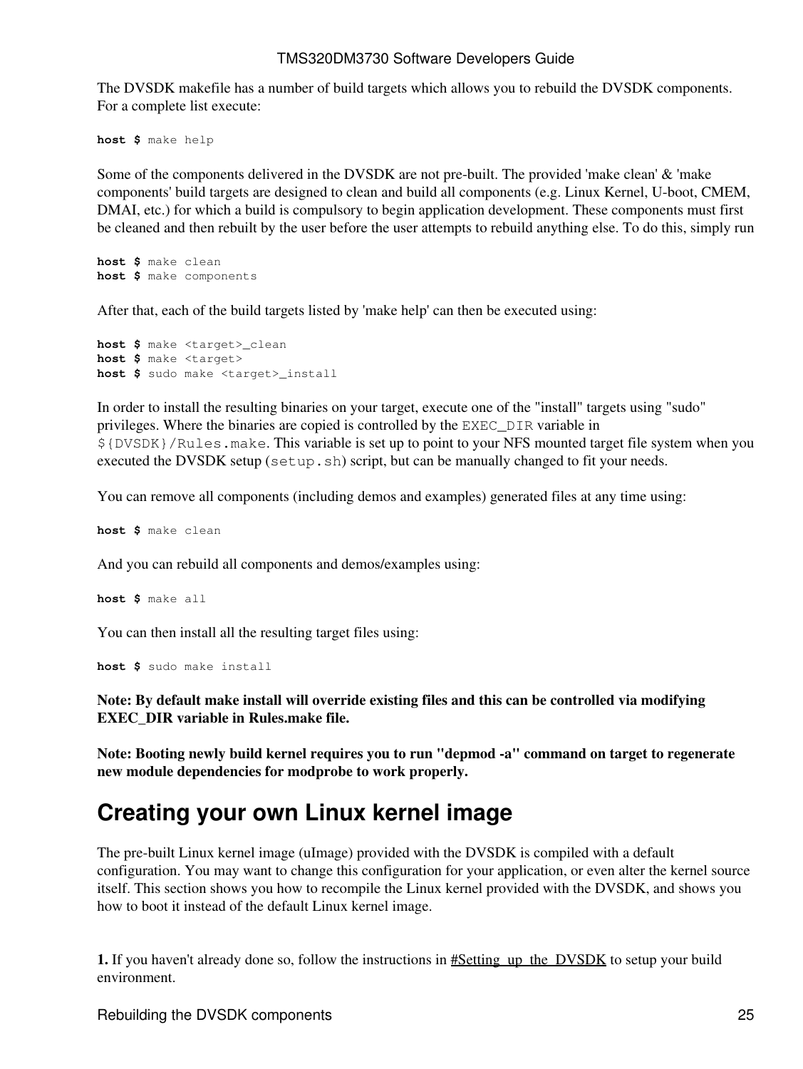The DVSDK makefile has a number of build targets which allows you to rebuild the DVSDK components. For a complete list execute:

```
host $ make help
```

Some of the components delivered in the DVSDK are not pre-built. The provided 'make clean' & 'make components' build targets are designed to clean and build all components (e.g. Linux Kernel, U-boot, CMEM, DMAI, etc.) for which a build is compulsory to begin application development. These components must first be cleaned and then rebuilt by the user before the user attempts to rebuild anything else. To do this, simply run

```
host $ make clean
host $ make components
```

After that, each of the build targets listed by 'make help' can then be executed using:

```
host $ make <target>_clean
host $ make <target>
host $ sudo make <target>_install
```

In order to install the resulting binaries on your target, execute one of the "install" targets using "sudo" privileges. Where the binaries are copied is controlled by the `EXEC_DIR` variable in `${DVSDK}/Rules.make`. This variable is set up to point to your NFS mounted target file system when you executed the DVSDK setup (`setup.sh`) script, but can be manually changed to fit your needs.

You can remove all components (including demos and examples) generated files at any time using:

```
host $ make clean
```

And you can rebuild all components and demos/examples using:

```
host $ make all
```

You can then install all the resulting target files using:

```
host $ sudo make install
```

**Note: By default make install will override existing files and this can be controlled via modifying EXEC_DIR variable in Rules.make file.**

**Note: Booting newly build kernel requires you to run "depmod -a" command on target to regenerate new module dependencies for modprobe to work properly.**

# Creating your own Linux kernel image

The pre-built Linux kernel image (uImage) provided with the DVSDK is compiled with a default configuration. You may want to change this configuration for your application, or even alter the kernel source itself. This section shows you how to recompile the Linux kernel provided with the DVSDK, and shows you how to boot it instead of the default Linux kernel image.

**1.** If you haven't already done so, follow the instructions in #Setting_up_the_DVSDK to setup your build environment.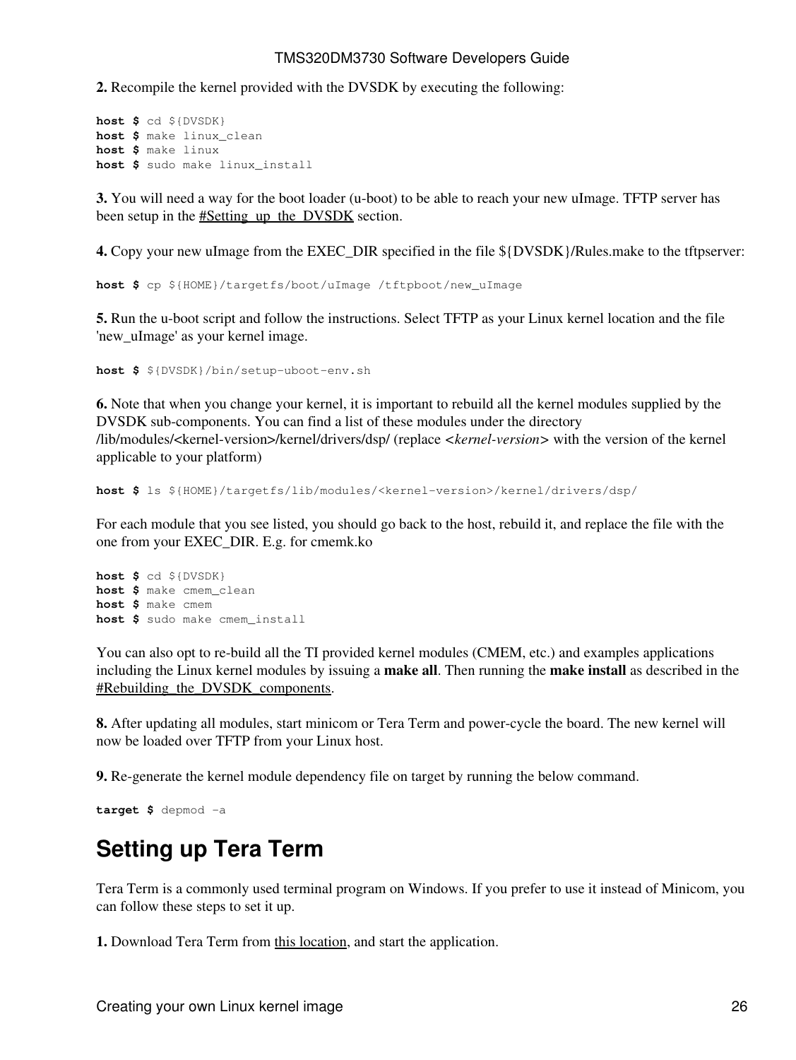**2.** Recompile the kernel provided with the DVSDK by executing the following:

```
host $ cd ${DVSDK}
host $ make linux_clean
host $ make linux
host $ sudo make linux_install
```

**3.** You will need a way for the boot loader (u-boot) to be able to reach your new uImage. TFTP server has been setup in the #Setting_up_the_DVSDK section.

**4.** Copy your new uImage from the EXEC_DIR specified in the file ${DVSDK}/Rules.make to the tftpserver:

```
host $ cp ${HOME}/targetfs/boot/uImage /tftpboot/new_uImage
```

**5.** Run the u-boot script and follow the instructions. Select TFTP as your Linux kernel location and the file 'new_uImage' as your kernel image.

```
host $ ${DVSDK}/bin/setup-uboot-env.sh
```

**6.** Note that when you change your kernel, it is important to rebuild all the kernel modules supplied by the DVSDK sub-components. You can find a list of these modules under the directory /lib/modules/<kernel-version>/kernel/drivers/dsp/ (replace <*kernel-version*> with the version of the kernel applicable to your platform)

```
host $ ls ${HOME}/targetfs/lib/modules/<kernel-version>/kernel/drivers/dsp/
```

For each module that you see listed, you should go back to the host, rebuild it, and replace the file with the one from your EXEC_DIR. E.g. for cmemk.ko

```
host $ cd ${DVSDK}
host $ make cmem_clean
host $ make cmem
host $ sudo make cmem_install
```

You can also opt to re-build all the TI provided kernel modules (CMEM, etc.) and examples applications including the Linux kernel modules by issuing a **make all**. Then running the **make install** as described in the #Rebuilding_the_DVSDK_components.

**8.** After updating all modules, start minicom or Tera Term and power-cycle the board. The new kernel will now be loaded over TFTP from your Linux host.

**9.** Re-generate the kernel module dependency file on target by running the below command.

```
target $ depmod -a
```

# Setting up Tera Term

Tera Term is a commonly used terminal program on Windows. If you prefer to use it instead of Minicom, you can follow these steps to set it up.

**1.** Download Tera Term from this location, and start the application.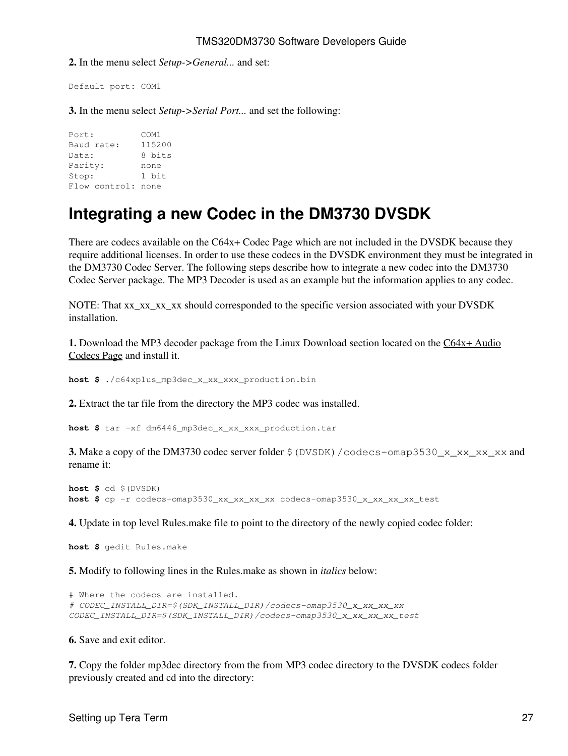**2.** In the menu select *Setup->General...* and set:

```
Default port: COM1
```

**3.** In the menu select *Setup->Serial Port...* and set the following:

```
Port:         COM1
Baud rate:    115200
Data:         8 bits
Parity:       none
Stop:         1 bit
Flow control: none
```

# Integrating a new Codec in the DM3730 DVSDK

There are codecs available on the C64x+ Codec Page which are not included in the DVSDK because they require additional licenses. In order to use these codecs in the DVSDK environment they must be integrated in the DM3730 Codec Server. The following steps describe how to integrate a new codec into the DM3730 Codec Server package. The MP3 Decoder is used as an example but the information applies to any codec.

NOTE: That xx_xx_xx_xx should corresponded to the specific version associated with your DVSDK installation.

**1.** Download the MP3 decoder package from the Linux Download section located on the C64x+ Audio Codecs Page and install it.

```
host $ ./c64xplus_mp3dec_x_xx_xxx_production.bin
```

**2.** Extract the tar file from the directory the MP3 codec was installed.

```
host $ tar -xf dm6446_mp3dec_x_xx_xxx_production.tar
```

**3.** Make a copy of the DM3730 codec server folder `$(DVSDK)/codecs-omap3530_x_xx_xx_xx` and rename it:

```
host $ cd $(DVSDK)
host $ cp -r codecs-omap3530_xx_xx_xx_xx codecs-omap3530_x_xx_xx_xx_test
```

**4.** Update in top level Rules.make file to point to the directory of the newly copied codec folder:

```
host $ gedit Rules.make
```

**5.** Modify to following lines in the Rules.make as shown in *italics* below:

```
# Where the codecs are installed.
# CODEC_INSTALL_DIR=$(SDK_INSTALL_DIR)/codecs-omap3530_x_xx_xx_xx
CODEC_INSTALL_DIR=$(SDK_INSTALL_DIR)/codecs-omap3530_x_xx_xx_xx_test
```

**6.** Save and exit editor.

**7.** Copy the folder mp3dec directory from the from MP3 codec directory to the DVSDK codecs folder previously created and cd into the directory: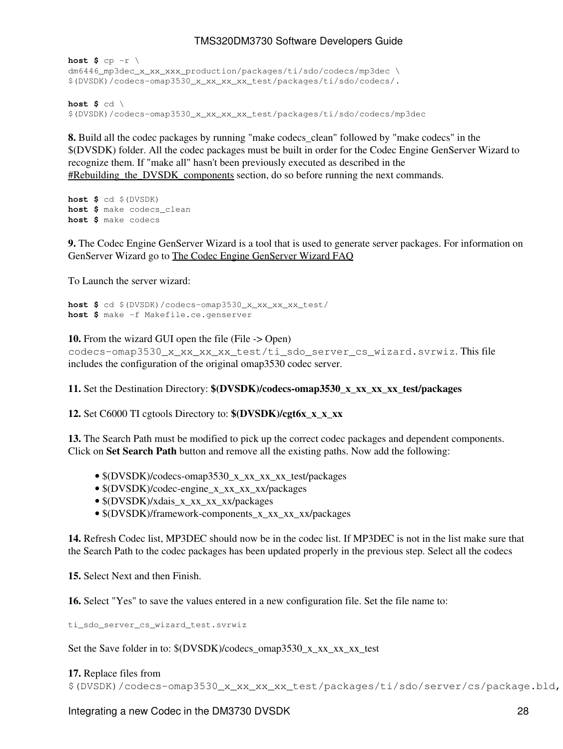```
host $ cp -r \
dm6446_mp3dec_x_xx_xxx_production/packages/ti/sdo/codecs/mp3dec \
$(DVSDK)/codecs-omap3530_x_xx_xx_xx_test/packages/ti/sdo/codecs/.

host $ cd \
$(DVSDK)/codecs-omap3530_x_xx_xx_xx_test/packages/ti/sdo/codecs/mp3dec
```

**8.** Build all the codec packages by running "make codecs_clean" followed by "make codecs" in the $(DVSDK) folder. All the codec packages must be built in order for the Codec Engine GenServer Wizard to recognize them. If "make all" hasn't been previously executed as described in the #Rebuilding_the_DVSDK_components section, do so before running the next commands.

```
host $ cd $(DVSDK)
host $ make codecs_clean
host $ make codecs
```

**9.** The Codec Engine GenServer Wizard is a tool that is used to generate server packages. For information on GenServer Wizard go to The Codec Engine GenServer Wizard FAQ

To Launch the server wizard:

```
host $ cd $(DVSDK)/codecs-omap3530_x_xx_xx_xx_test/
host $ make -f Makefile.ce.genserver
```

**10.** From the wizard GUI open the file (File -> Open) `codecs-omap3530_x_xx_xx_xx_test/ti_sdo_server_cs_wizard.svrwiz`. This file includes the configuration of the original omap3530 codec server.

**11.** Set the Destination Directory: **$(DVSDK)/codecs-omap3530_x_xx_xx_xx_test/packages**

**12.** Set C6000 TI cgtools Directory to: **$(DVSDK)/cgt6x_x_x_xx**

**13.** The Search Path must be modified to pick up the correct codec packages and dependent components. Click on **Set Search Path** button and remove all the existing paths. Now add the following:

- $(DVSDK)/codecs-omap3530_x_xx_xx_xx_test/packages
- $(DVSDK)/codec-engine_x_xx_xx_xx/packages
- $(DVSDK)/xdais_x_xx_xx_xx/packages
- $(DVSDK)/framework-components_x_xx_xx_xx/packages

**14.** Refresh Codec list, MP3DEC should now be in the codec list. If MP3DEC is not in the list make sure that the Search Path to the codec packages has been updated properly in the previous step. Select all the codecs

**15.** Select Next and then Finish.

**16.** Select "Yes" to save the values entered in a new configuration file. Set the file name to:

```
ti_sdo_server_cs_wizard_test.svrwiz
```

Set the Save folder in to: $(DVSDK)/codecs_omap3530_x_xx_xx_xx_test

**17.** Replace files from `$(DVSDK)/codecs-omap3530_x_xx_xx_xx_test/packages/ti/sdo/server/cs/package.bld`,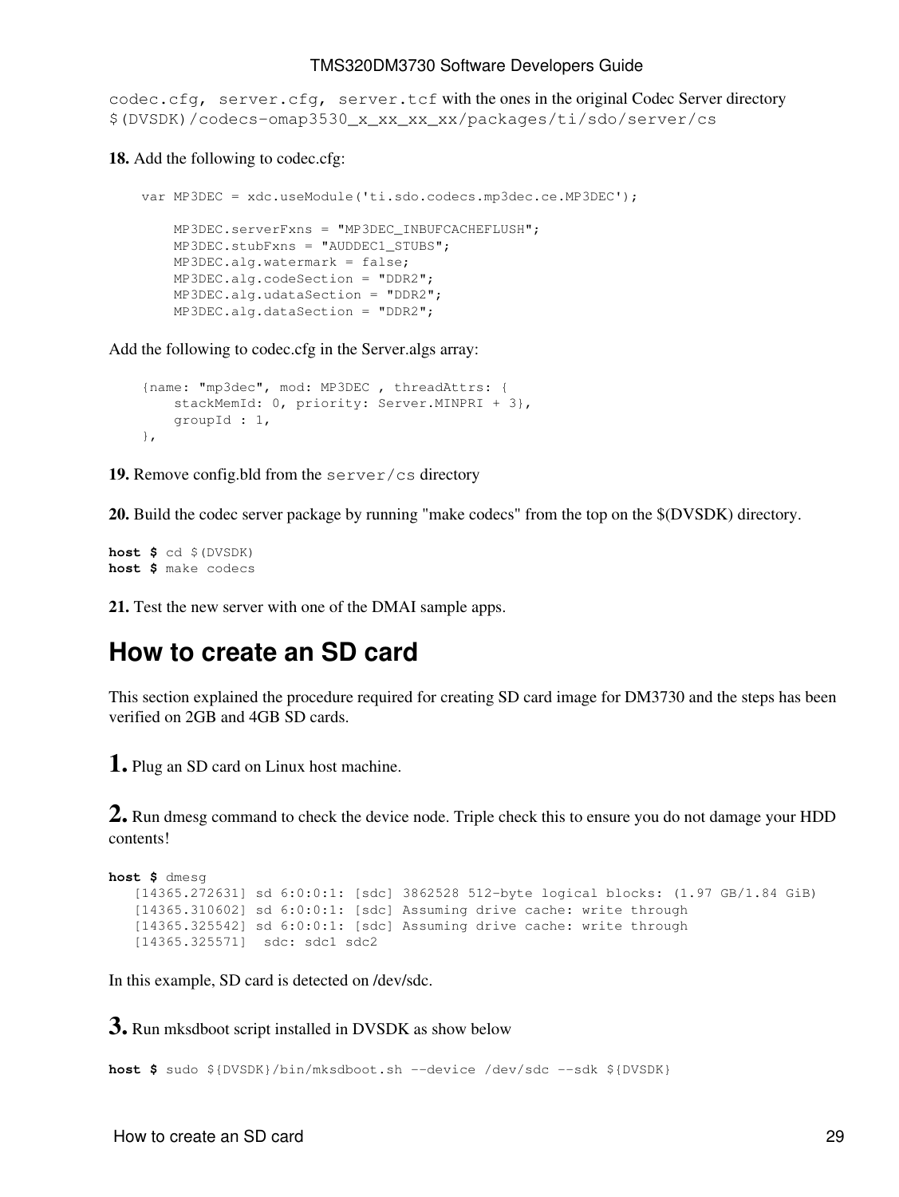`codec.cfg, server.cfg, server.tcf` with the ones in the original Codec Server directory `$(DVSDK)/codecs-omap3530_x_xx_xx_xx/packages/ti/sdo/server/cs`

**18.** Add the following to codec.cfg:

```
var MP3DEC = xdc.useModule('ti.sdo.codecs.mp3dec.ce.MP3DEC');

    MP3DEC.serverFxns = "MP3DEC_INBUFCACHEFLUSH";
    MP3DEC.stubFxns = "AUDDEC1_STUBS";
    MP3DEC.alg.watermark = false;
    MP3DEC.alg.codeSection = "DDR2";
    MP3DEC.alg.udataSection = "DDR2";
    MP3DEC.alg.dataSection = "DDR2";
```

Add the following to codec.cfg in the Server.algs array:

```
{name: "mp3dec", mod: MP3DEC , threadAttrs: {
    stackMemId: 0, priority: Server.MINPRI + 3},
    groupId : 1,
},
```

**19.** Remove config.bld from the `server/cs` directory

**20.** Build the codec server package by running "make codecs" from the top on the $(DVSDK) directory.

```
host $ cd $(DVSDK)
host $ make codecs
```

**21.** Test the new server with one of the DMAI sample apps.

# How to create an SD card

This section explained the procedure required for creating SD card image for DM3730 and the steps has been verified on 2GB and 4GB SD cards.

**1.** Plug an SD card on Linux host machine.

**2.** Run dmesg command to check the device node. Triple check this to ensure you do not damage your HDD contents!

```
host $ dmesg
   [14365.272631] sd 6:0:0:1: [sdc] 3862528 512-byte logical blocks: (1.97 GB/1.84 GiB)
   [14365.310602] sd 6:0:0:1: [sdc] Assuming drive cache: write through
   [14365.325542] sd 6:0:0:1: [sdc] Assuming drive cache: write through
   [14365.325571]  sdc: sdc1 sdc2
```

In this example, SD card is detected on /dev/sdc.

**3.** Run mksdboot script installed in DVSDK as show below

```
host $ sudo ${DVSDK}/bin/mksdboot.sh --device /dev/sdc --sdk ${DVSDK}
```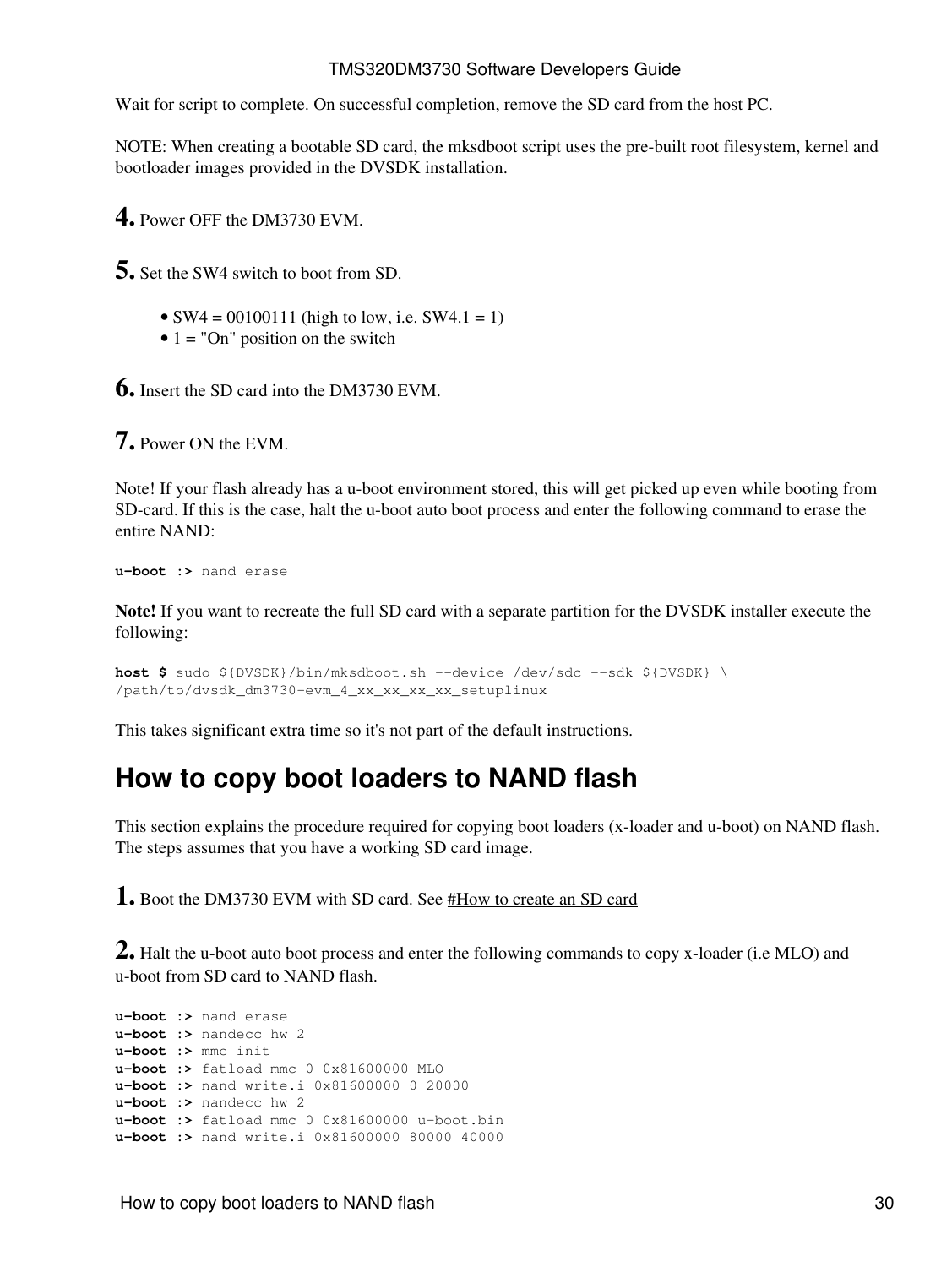Wait for script to complete. On successful completion, remove the SD card from the host PC.

NOTE: When creating a bootable SD card, the mksdboot script uses the pre-built root filesystem, kernel and bootloader images provided in the DVSDK installation.

**4.** Power OFF the DM3730 EVM.

**5.** Set the SW4 switch to boot from SD.

- SW4 = 00100111 (high to low, i.e. SW4.1 = 1)
- 1 = "On" position on the switch

**6.** Insert the SD card into the DM3730 EVM.

**7.** Power ON the EVM.

Note! If your flash already has a u-boot environment stored, this will get picked up even while booting from SD-card. If this is the case, halt the u-boot auto boot process and enter the following command to erase the entire NAND:

```
u-boot :> nand erase
```

**Note!** If you want to recreate the full SD card with a separate partition for the DVSDK installer execute the following:

```
host $ sudo ${DVSDK}/bin/mksdboot.sh --device /dev/sdc --sdk ${DVSDK} \
/path/to/dvsdk_dm3730-evm_4_xx_xx_xx_xx_setuplinux
```

This takes significant extra time so it's not part of the default instructions.

## How to copy boot loaders to NAND flash

This section explains the procedure required for copying boot loaders (x-loader and u-boot) on NAND flash. The steps assumes that you have a working SD card image.

**1.** Boot the DM3730 EVM with SD card. See #How to create an SD card

**2.** Halt the u-boot auto boot process and enter the following commands to copy x-loader (i.e MLO) and u-boot from SD card to NAND flash.

```
u-boot :> nand erase
u-boot :> nandecc hw 2
u-boot :> mmc init
u-boot :> fatload mmc 0 0x81600000 MLO
u-boot :> nand write.i 0x81600000 0 20000
u-boot :> nandecc hw 2
u-boot :> fatload mmc 0 0x81600000 u-boot.bin
u-boot :> nand write.i 0x81600000 80000 40000
```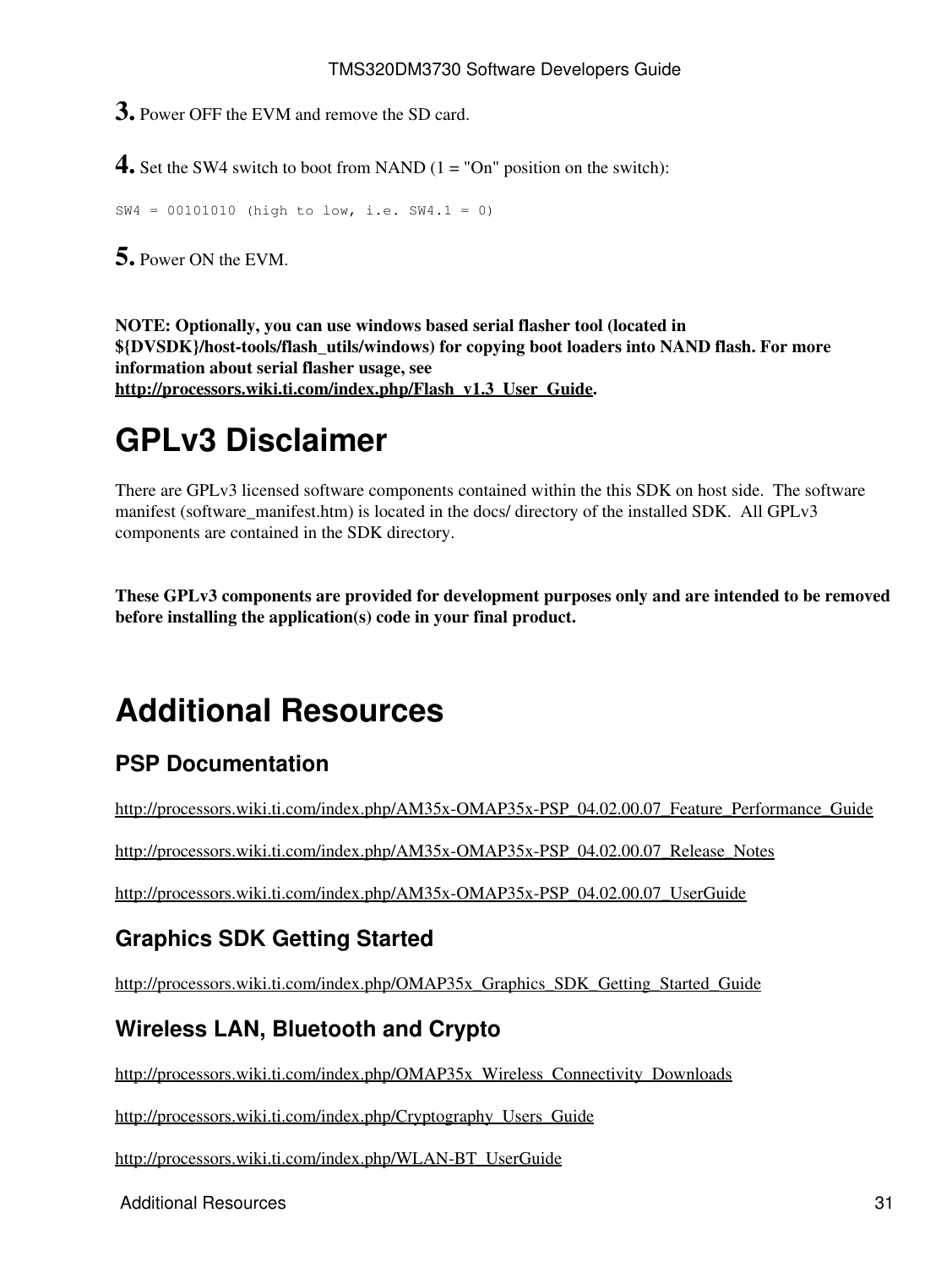**3.** Power OFF the EVM and remove the SD card.

**4.** Set the SW4 switch to boot from NAND (1 = "On" position on the switch):

```
SW4 = 00101010 (high to low, i.e. SW4.1 = 0)
```

**5.** Power ON the EVM.

**NOTE: Optionally, you can use windows based serial flasher tool (located in ${DVSDK}/host-tools/flash_utils/windows) for copying boot loaders into NAND flash. For more information about serial flasher usage, see http://processors.wiki.ti.com/index.php/Flash_v1.3_User_Guide.**

# GPLv3 Disclaimer

There are GPLv3 licensed software components contained within the this SDK on host side. The software manifest (software_manifest.htm) is located in the docs/ directory of the installed SDK. All GPLv3 components are contained in the SDK directory.

**These GPLv3 components are provided for development purposes only and are intended to be removed before installing the application(s) code in your final product.**

# Additional Resources

## PSP Documentation

http://processors.wiki.ti.com/index.php/AM35x-OMAP35x-PSP_04.02.00.07_Feature_Performance_Guide

http://processors.wiki.ti.com/index.php/AM35x-OMAP35x-PSP_04.02.00.07_Release_Notes

http://processors.wiki.ti.com/index.php/AM35x-OMAP35x-PSP_04.02.00.07_UserGuide

## Graphics SDK Getting Started

http://processors.wiki.ti.com/index.php/OMAP35x_Graphics_SDK_Getting_Started_Guide

## Wireless LAN, Bluetooth and Crypto

http://processors.wiki.ti.com/index.php/OMAP35x_Wireless_Connectivity_Downloads

http://processors.wiki.ti.com/index.php/Cryptography_Users_Guide

http://processors.wiki.ti.com/index.php/WLAN-BT_UserGuide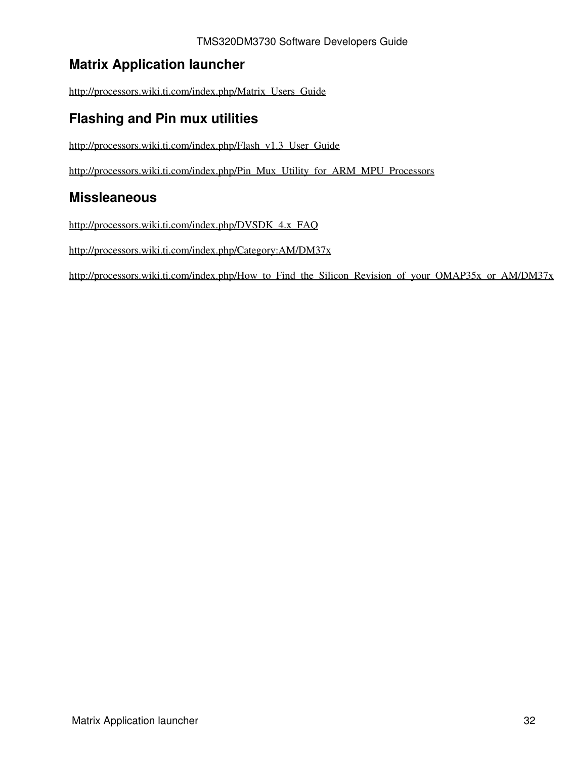## Matrix Application launcher

http://processors.wiki.ti.com/index.php/Matrix_Users_Guide

## Flashing and Pin mux utilities

http://processors.wiki.ti.com/index.php/Flash_v1.3_User_Guide

http://processors.wiki.ti.com/index.php/Pin_Mux_Utility_for_ARM_MPU_Processors

## Missleaneous

http://processors.wiki.ti.com/index.php/DVSDK_4.x_FAQ

http://processors.wiki.ti.com/index.php/Category:AM/DM37x

http://processors.wiki.ti.com/index.php/How_to_Find_the_Silicon_Revision_of_your_OMAP35x_or_AM/DM37x